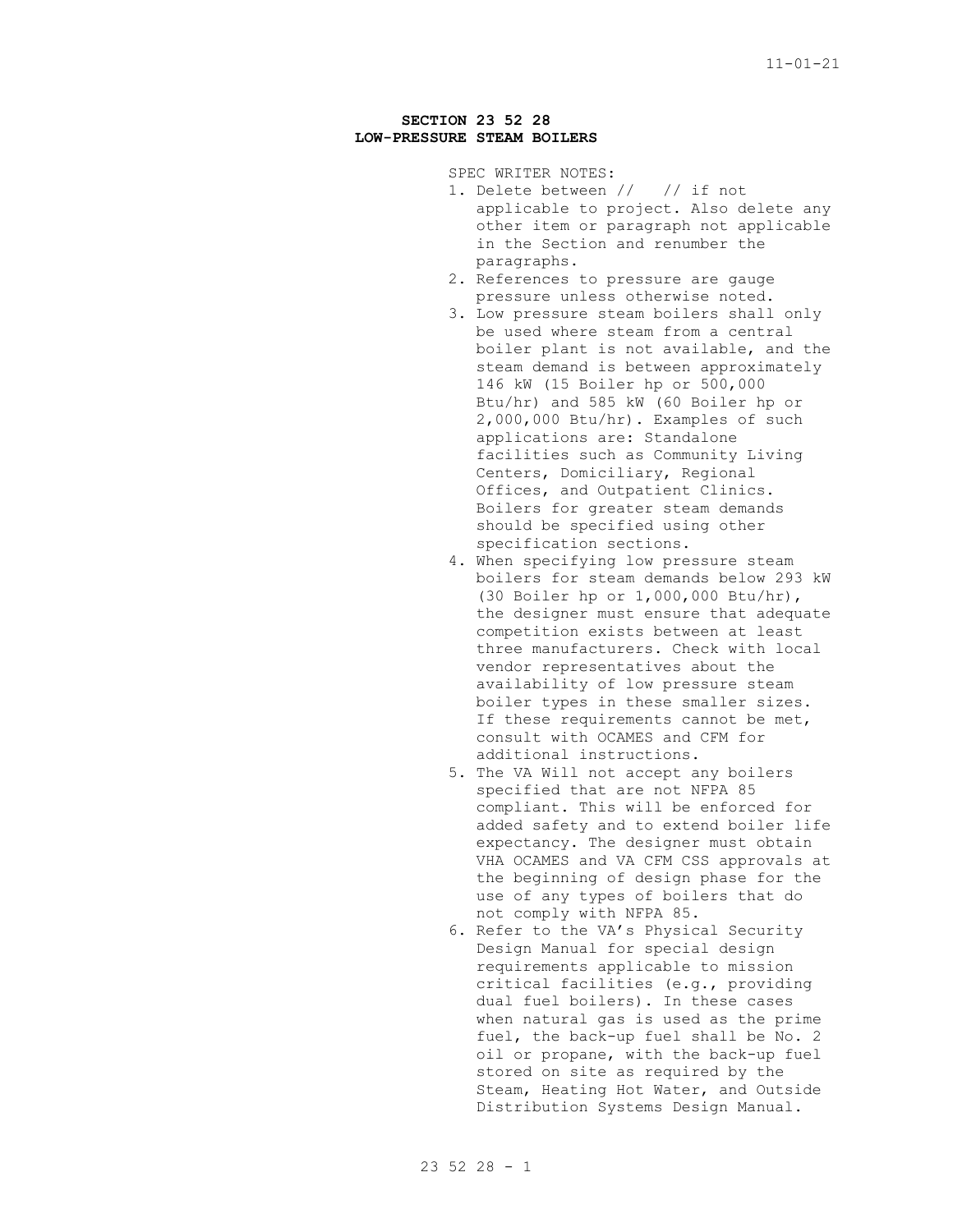# SECTION 23 52 28
# LOW-PRESSURE STEAM BOILERS

SPEC WRITER NOTES:

1. Delete between // // if not applicable to project. Also delete any other item or paragraph not applicable in the Section and renumber the paragraphs.
2. References to pressure are gauge pressure unless otherwise noted.
3. Low pressure steam boilers shall only be used where steam from a central boiler plant is not available, and the steam demand is between approximately 146 kW (15 Boiler hp or 500,000 Btu/hr) and 585 kW (60 Boiler hp or 2,000,000 Btu/hr). Examples of such applications are: Standalone facilities such as Community Living Centers, Domiciliary, Regional Offices, and Outpatient Clinics. Boilers for greater steam demands should be specified using other specification sections.
4. When specifying low pressure steam boilers for steam demands below 293 kW (30 Boiler hp or 1,000,000 Btu/hr), the designer must ensure that adequate competition exists between at least three manufacturers. Check with local vendor representatives about the availability of low pressure steam boiler types in these smaller sizes. If these requirements cannot be met, consult with OCAMES and CFM for additional instructions.
5. The VA Will not accept any boilers specified that are not NFPA 85 compliant. This will be enforced for added safety and to extend boiler life expectancy. The designer must obtain VHA OCAMES and VA CFM CSS approvals at the beginning of design phase for the use of any types of boilers that do not comply with NFPA 85.
6. Refer to the VA's Physical Security Design Manual for special design requirements applicable to mission critical facilities (e.g., providing dual fuel boilers). In these cases when natural gas is used as the prime fuel, the back-up fuel shall be No. 2 oil or propane, with the back-up fuel stored on site as required by the Steam, Heating Hot Water, and Outside Distribution Systems Design Manual.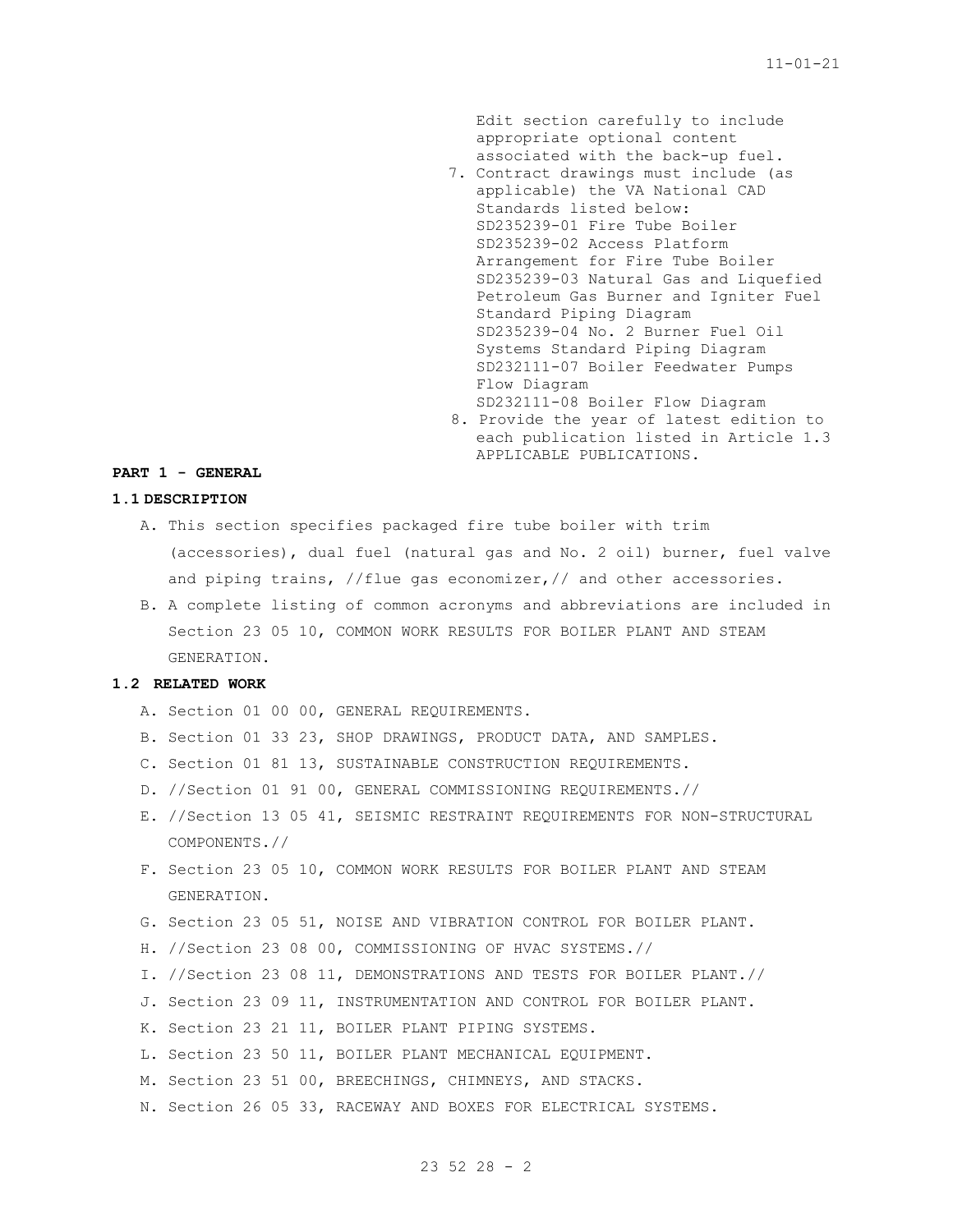Edit section carefully to include appropriate optional content associated with the back-up fuel.

7. Contract drawings must include (as applicable) the VA National CAD Standards listed below:
   SD235239-01 Fire Tube Boiler
   SD235239-02 Access Platform Arrangement for Fire Tube Boiler
   SD235239-03 Natural Gas and Liquefied Petroleum Gas Burner and Igniter Fuel Standard Piping Diagram
   SD235239-04 No. 2 Burner Fuel Oil Systems Standard Piping Diagram
   SD232111-07 Boiler Feedwater Pumps Flow Diagram
   SD232111-08 Boiler Flow Diagram
8. Provide the year of latest edition to each publication listed in Article 1.3 APPLICABLE PUBLICATIONS.

## PART 1 - GENERAL

### 1.1 DESCRIPTION

A. This section specifies packaged fire tube boiler with trim (accessories), dual fuel (natural gas and No. 2 oil) burner, fuel valve and piping trains, //flue gas economizer,// and other accessories.

B. A complete listing of common acronyms and abbreviations are included in Section 23 05 10, COMMON WORK RESULTS FOR BOILER PLANT AND STEAM GENERATION.

### 1.2 RELATED WORK

A. Section 01 00 00, GENERAL REQUIREMENTS.

B. Section 01 33 23, SHOP DRAWINGS, PRODUCT DATA, AND SAMPLES.

C. Section 01 81 13, SUSTAINABLE CONSTRUCTION REQUIREMENTS.

D. //Section 01 91 00, GENERAL COMMISSIONING REQUIREMENTS.//

E. //Section 13 05 41, SEISMIC RESTRAINT REQUIREMENTS FOR NON-STRUCTURAL COMPONENTS.//

F. Section 23 05 10, COMMON WORK RESULTS FOR BOILER PLANT AND STEAM GENERATION.

G. Section 23 05 51, NOISE AND VIBRATION CONTROL FOR BOILER PLANT.

H. //Section 23 08 00, COMMISSIONING OF HVAC SYSTEMS.//

I. //Section 23 08 11, DEMONSTRATIONS AND TESTS FOR BOILER PLANT.//

J. Section 23 09 11, INSTRUMENTATION AND CONTROL FOR BOILER PLANT.

K. Section 23 21 11, BOILER PLANT PIPING SYSTEMS.

L. Section 23 50 11, BOILER PLANT MECHANICAL EQUIPMENT.

M. Section 23 51 00, BREECHINGS, CHIMNEYS, AND STACKS.

N. Section 26 05 33, RACEWAY AND BOXES FOR ELECTRICAL SYSTEMS.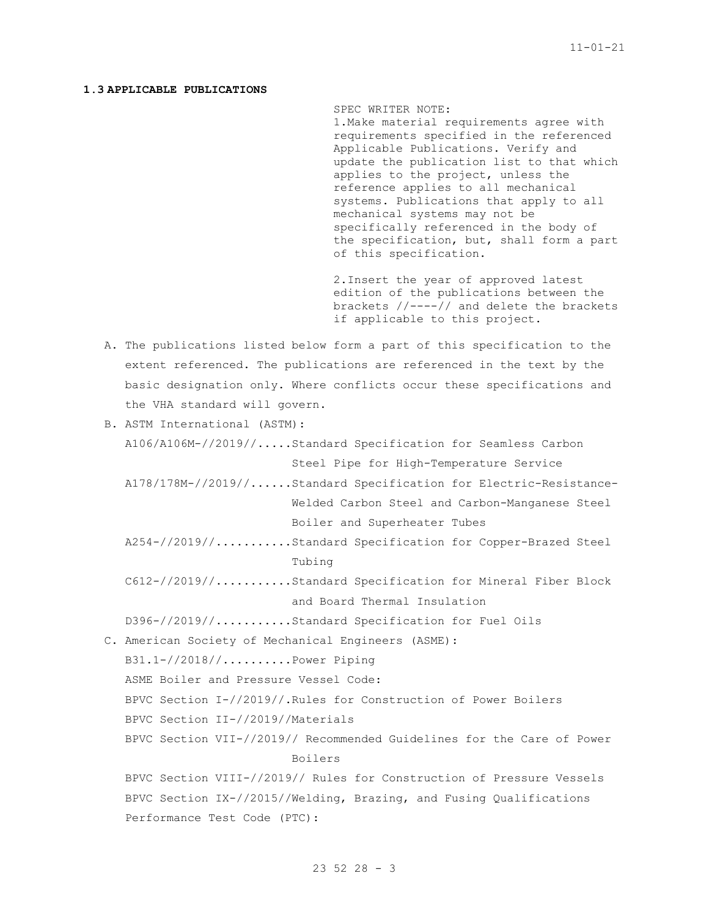### 1.3 APPLICABLE PUBLICATIONS

SPEC WRITER NOTE:
1. Make material requirements agree with requirements specified in the referenced Applicable Publications. Verify and update the publication list to that which applies to the project, unless the reference applies to all mechanical systems. Publications that apply to all mechanical systems may not be specifically referenced in the body of the specification, but, shall form a part of this specification.

2. Insert the year of approved latest edition of the publications between the brackets //----// and delete the brackets if applicable to this project.

A. The publications listed below form a part of this specification to the extent referenced. The publications are referenced in the text by the basic designation only. Where conflicts occur these specifications and the VHA standard will govern.

B. ASTM International (ASTM):

A106/A106M-//2019//.....Standard Specification for Seamless Carbon Steel Pipe for High-Temperature Service

A178/178M-//2019//......Standard Specification for Electric-Resistance-Welded Carbon Steel and Carbon-Manganese Steel Boiler and Superheater Tubes

A254-//2019//...........Standard Specification for Copper-Brazed Steel Tubing

C612-//2019//...........Standard Specification for Mineral Fiber Block and Board Thermal Insulation

D396-//2019//...........Standard Specification for Fuel Oils

C. American Society of Mechanical Engineers (ASME):

B31.1-//2018//..........Power Piping

ASME Boiler and Pressure Vessel Code:

BPVC Section I-//2019//.Rules for Construction of Power Boilers

BPVC Section II-//2019//Materials

BPVC Section VII-//2019// Recommended Guidelines for the Care of Power Boilers

BPVC Section VIII-//2019// Rules for Construction of Pressure Vessels

BPVC Section IX-//2015//Welding, Brazing, and Fusing Qualifications

Performance Test Code (PTC):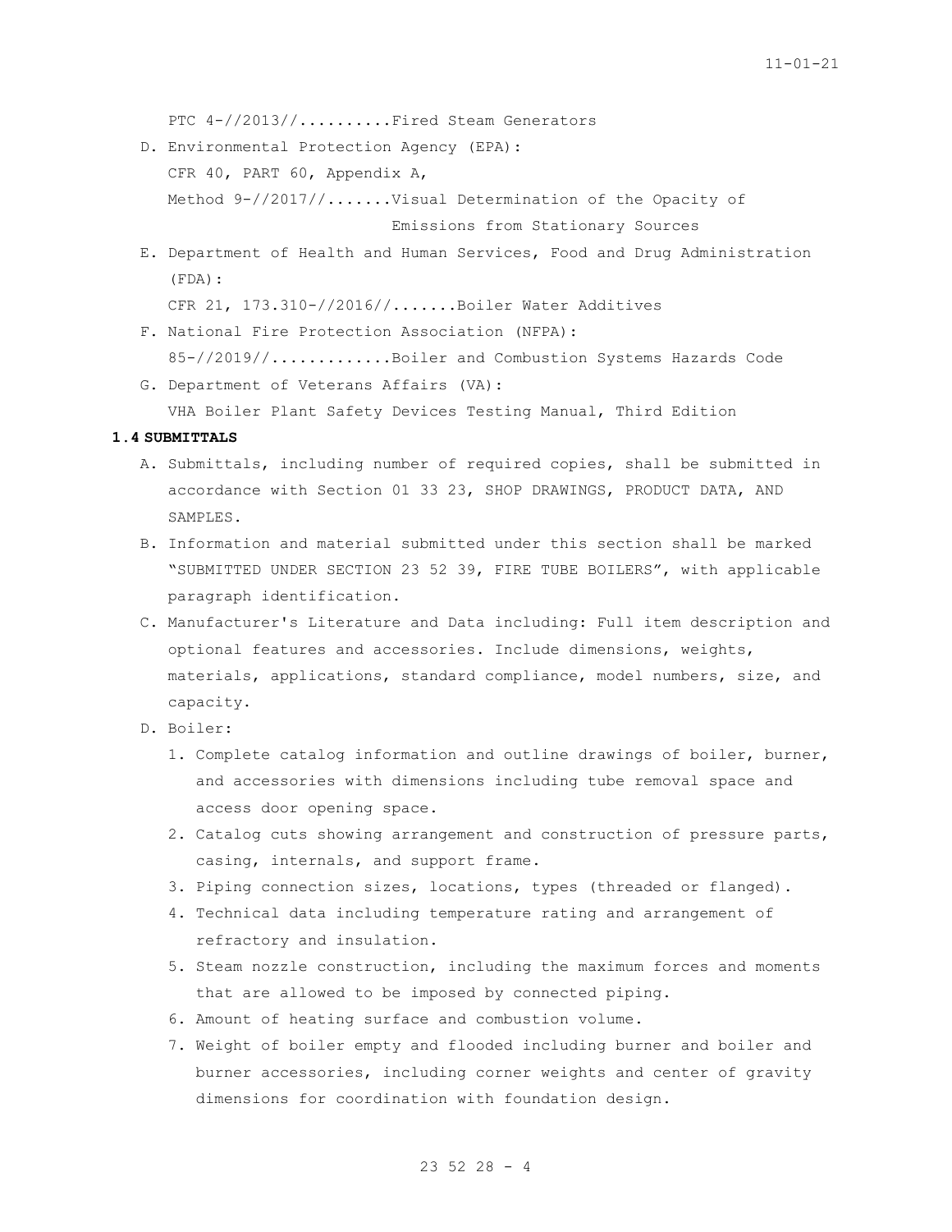PTC 4-//2013//..........Fired Steam Generators

D. Environmental Protection Agency (EPA):

   CFR 40, PART 60, Appendix A,

   Method 9-//2017//.......Visual Determination of the Opacity of Emissions from Stationary Sources

E. Department of Health and Human Services, Food and Drug Administration (FDA):

   CFR 21, 173.310-//2016//.......Boiler Water Additives

F. National Fire Protection Association (NFPA):

   85-//2019//.............Boiler and Combustion Systems Hazards Code

G. Department of Veterans Affairs (VA):

   VHA Boiler Plant Safety Devices Testing Manual, Third Edition

**1.4 SUBMITTALS**

A. Submittals, including number of required copies, shall be submitted in accordance with Section 01 33 23, SHOP DRAWINGS, PRODUCT DATA, AND SAMPLES.

B. Information and material submitted under this section shall be marked "SUBMITTED UNDER SECTION 23 52 39, FIRE TUBE BOILERS", with applicable paragraph identification.

C. Manufacturer's Literature and Data including: Full item description and optional features and accessories. Include dimensions, weights, materials, applications, standard compliance, model numbers, size, and capacity.

D. Boiler:

   1. Complete catalog information and outline drawings of boiler, burner, and accessories with dimensions including tube removal space and access door opening space.
   2. Catalog cuts showing arrangement and construction of pressure parts, casing, internals, and support frame.
   3. Piping connection sizes, locations, types (threaded or flanged).
   4. Technical data including temperature rating and arrangement of refractory and insulation.
   5. Steam nozzle construction, including the maximum forces and moments that are allowed to be imposed by connected piping.
   6. Amount of heating surface and combustion volume.
   7. Weight of boiler empty and flooded including burner and boiler and burner accessories, including corner weights and center of gravity dimensions for coordination with foundation design.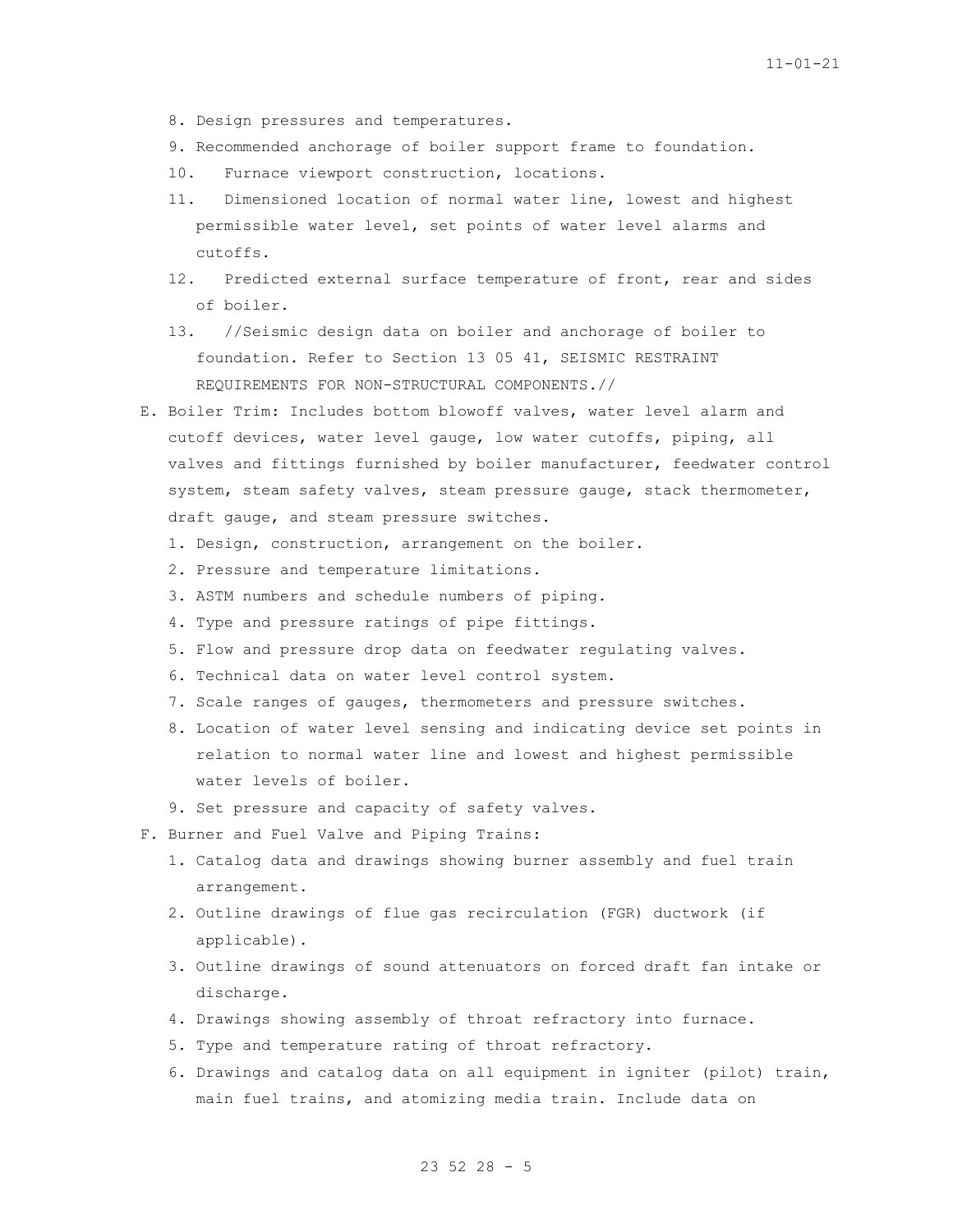8. Design pressures and temperatures.
9. Recommended anchorage of boiler support frame to foundation.
10. Furnace viewport construction, locations.
11. Dimensioned location of normal water line, lowest and highest permissible water level, set points of water level alarms and cutoffs.
12. Predicted external surface temperature of front, rear and sides of boiler.
13. //Seismic design data on boiler and anchorage of boiler to foundation. Refer to Section 13 05 41, SEISMIC RESTRAINT REQUIREMENTS FOR NON-STRUCTURAL COMPONENTS.//

E. Boiler Trim: Includes bottom blowoff valves, water level alarm and cutoff devices, water level gauge, low water cutoffs, piping, all valves and fittings furnished by boiler manufacturer, feedwater control system, steam safety valves, steam pressure gauge, stack thermometer, draft gauge, and steam pressure switches.
   1. Design, construction, arrangement on the boiler.
   2. Pressure and temperature limitations.
   3. ASTM numbers and schedule numbers of piping.
   4. Type and pressure ratings of pipe fittings.
   5. Flow and pressure drop data on feedwater regulating valves.
   6. Technical data on water level control system.
   7. Scale ranges of gauges, thermometers and pressure switches.
   8. Location of water level sensing and indicating device set points in relation to normal water line and lowest and highest permissible water levels of boiler.
   9. Set pressure and capacity of safety valves.

F. Burner and Fuel Valve and Piping Trains:
   1. Catalog data and drawings showing burner assembly and fuel train arrangement.
   2. Outline drawings of flue gas recirculation (FGR) ductwork (if applicable).
   3. Outline drawings of sound attenuators on forced draft fan intake or discharge.
   4. Drawings showing assembly of throat refractory into furnace.
   5. Type and temperature rating of throat refractory.
   6. Drawings and catalog data on all equipment in igniter (pilot) train, main fuel trains, and atomizing media train. Include data on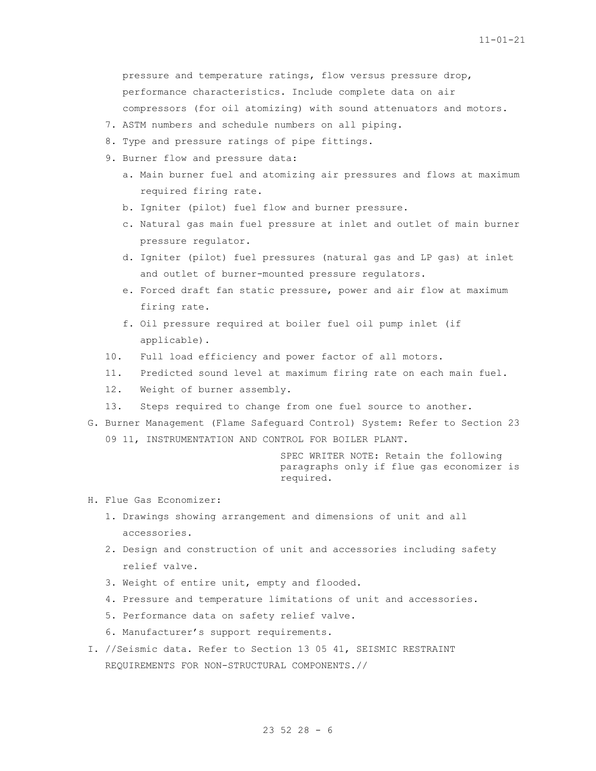pressure and temperature ratings, flow versus pressure drop, performance characteristics. Include complete data on air compressors (for oil atomizing) with sound attenuators and motors.

7. ASTM numbers and schedule numbers on all piping.
8. Type and pressure ratings of pipe fittings.
9. Burner flow and pressure data:
   a. Main burner fuel and atomizing air pressures and flows at maximum required firing rate.
   b. Igniter (pilot) fuel flow and burner pressure.
   c. Natural gas main fuel pressure at inlet and outlet of main burner pressure regulator.
   d. Igniter (pilot) fuel pressures (natural gas and LP gas) at inlet and outlet of burner-mounted pressure regulators.
   e. Forced draft fan static pressure, power and air flow at maximum firing rate.
   f. Oil pressure required at boiler fuel oil pump inlet (if applicable).
10. Full load efficiency and power factor of all motors.
11. Predicted sound level at maximum firing rate on each main fuel.
12. Weight of burner assembly.
13. Steps required to change from one fuel source to another.

G. Burner Management (Flame Safeguard Control) System: Refer to Section 23 09 11, INSTRUMENTATION AND CONTROL FOR BOILER PLANT.

SPEC WRITER NOTE: Retain the following paragraphs only if flue gas economizer is required.

H. Flue Gas Economizer:
   1. Drawings showing arrangement and dimensions of unit and all accessories.
   2. Design and construction of unit and accessories including safety relief valve.
   3. Weight of entire unit, empty and flooded.
   4. Pressure and temperature limitations of unit and accessories.
   5. Performance data on safety relief valve.
   6. Manufacturer's support requirements.

I. //Seismic data. Refer to Section 13 05 41, SEISMIC RESTRAINT REQUIREMENTS FOR NON-STRUCTURAL COMPONENTS.//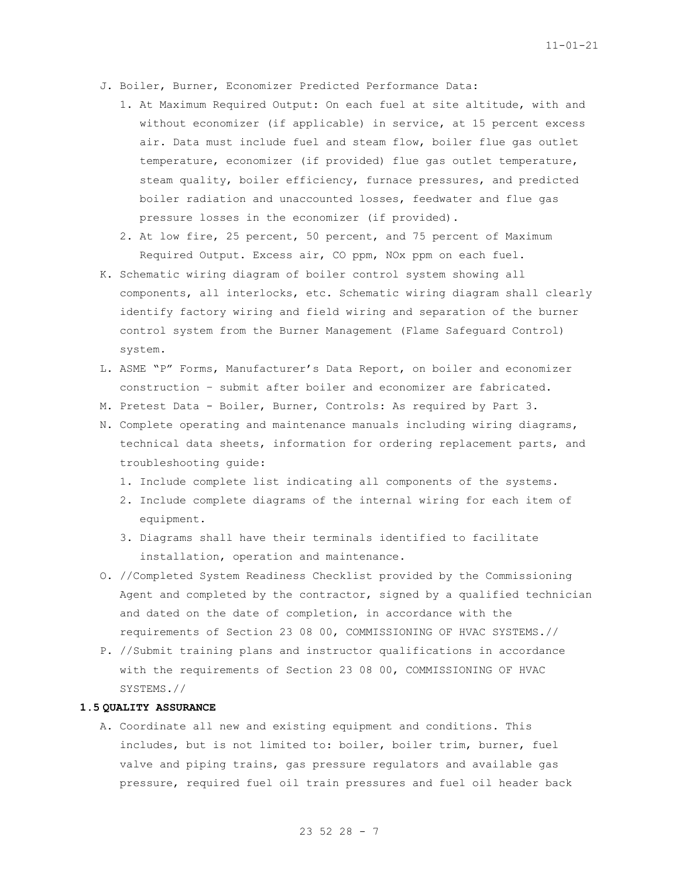J. Boiler, Burner, Economizer Predicted Performance Data:

   1. At Maximum Required Output: On each fuel at site altitude, with and without economizer (if applicable) in service, at 15 percent excess air. Data must include fuel and steam flow, boiler flue gas outlet temperature, economizer (if provided) flue gas outlet temperature, steam quality, boiler efficiency, furnace pressures, and predicted boiler radiation and unaccounted losses, feedwater and flue gas pressure losses in the economizer (if provided).
   2. At low fire, 25 percent, 50 percent, and 75 percent of Maximum Required Output. Excess air, CO ppm, NOx ppm on each fuel.

K. Schematic wiring diagram of boiler control system showing all components, all interlocks, etc. Schematic wiring diagram shall clearly identify factory wiring and field wiring and separation of the burner control system from the Burner Management (Flame Safeguard Control) system.

L. ASME "P" Forms, Manufacturer's Data Report, on boiler and economizer construction – submit after boiler and economizer are fabricated.

M. Pretest Data - Boiler, Burner, Controls: As required by Part 3.

N. Complete operating and maintenance manuals including wiring diagrams, technical data sheets, information for ordering replacement parts, and troubleshooting guide:

   1. Include complete list indicating all components of the systems.
   2. Include complete diagrams of the internal wiring for each item of equipment.
   3. Diagrams shall have their terminals identified to facilitate installation, operation and maintenance.

O. //Completed System Readiness Checklist provided by the Commissioning Agent and completed by the contractor, signed by a qualified technician and dated on the date of completion, in accordance with the requirements of Section 23 08 00, COMMISSIONING OF HVAC SYSTEMS.//

P. //Submit training plans and instructor qualifications in accordance with the requirements of Section 23 08 00, COMMISSIONING OF HVAC SYSTEMS.//

**1.5 QUALITY ASSURANCE**

A. Coordinate all new and existing equipment and conditions. This includes, but is not limited to: boiler, boiler trim, burner, fuel valve and piping trains, gas pressure regulators and available gas pressure, required fuel oil train pressures and fuel oil header back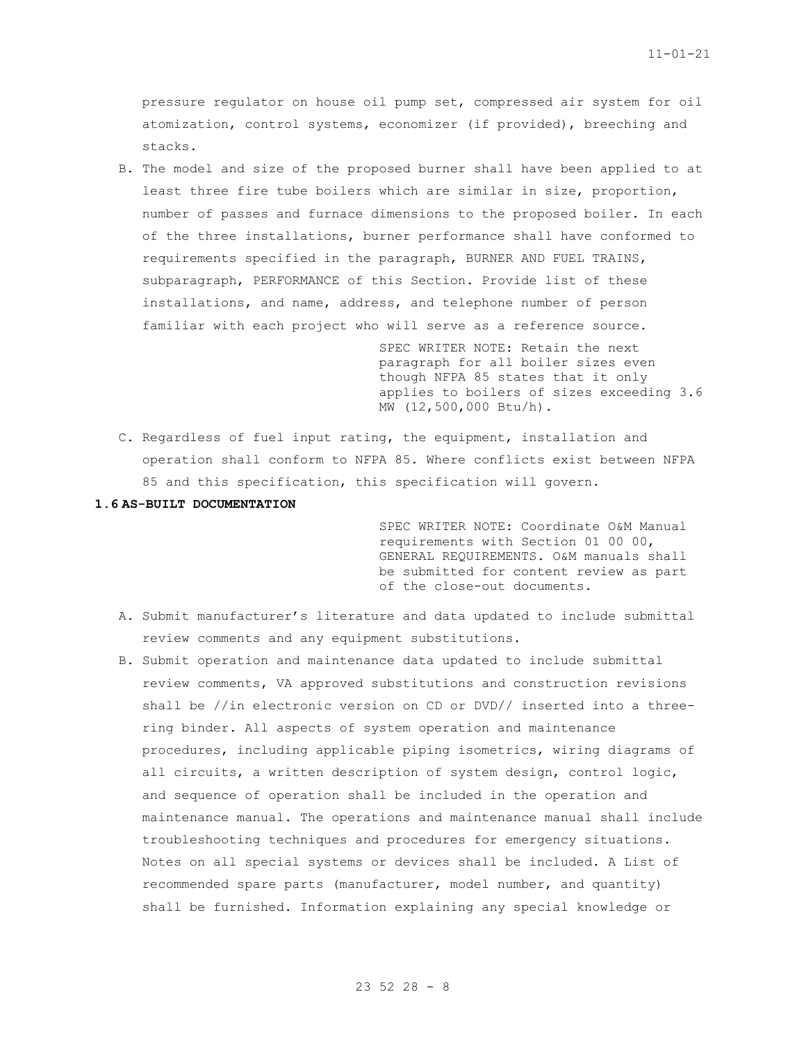pressure regulator on house oil pump set, compressed air system for oil atomization, control systems, economizer (if provided), breeching and stacks.

B. The model and size of the proposed burner shall have been applied to at least three fire tube boilers which are similar in size, proportion, number of passes and furnace dimensions to the proposed boiler. In each of the three installations, burner performance shall have conformed to requirements specified in the paragraph, BURNER AND FUEL TRAINS, subparagraph, PERFORMANCE of this Section. Provide list of these installations, and name, address, and telephone number of person familiar with each project who will serve as a reference source.

SPEC WRITER NOTE: Retain the next paragraph for all boiler sizes even though NFPA 85 states that it only applies to boilers of sizes exceeding 3.6 MW (12,500,000 Btu/h).

C. Regardless of fuel input rating, the equipment, installation and operation shall conform to NFPA 85. Where conflicts exist between NFPA 85 and this specification, this specification will govern.

**1.6 AS-BUILT DOCUMENTATION**

SPEC WRITER NOTE: Coordinate O&M Manual requirements with Section 01 00 00, GENERAL REQUIREMENTS. O&M manuals shall be submitted for content review as part of the close-out documents.

A. Submit manufacturer's literature and data updated to include submittal review comments and any equipment substitutions.

B. Submit operation and maintenance data updated to include submittal review comments, VA approved substitutions and construction revisions shall be //in electronic version on CD or DVD// inserted into a three-ring binder. All aspects of system operation and maintenance procedures, including applicable piping isometrics, wiring diagrams of all circuits, a written description of system design, control logic, and sequence of operation shall be included in the operation and maintenance manual. The operations and maintenance manual shall include troubleshooting techniques and procedures for emergency situations. Notes on all special systems or devices shall be included. A List of recommended spare parts (manufacturer, model number, and quantity) shall be furnished. Information explaining any special knowledge or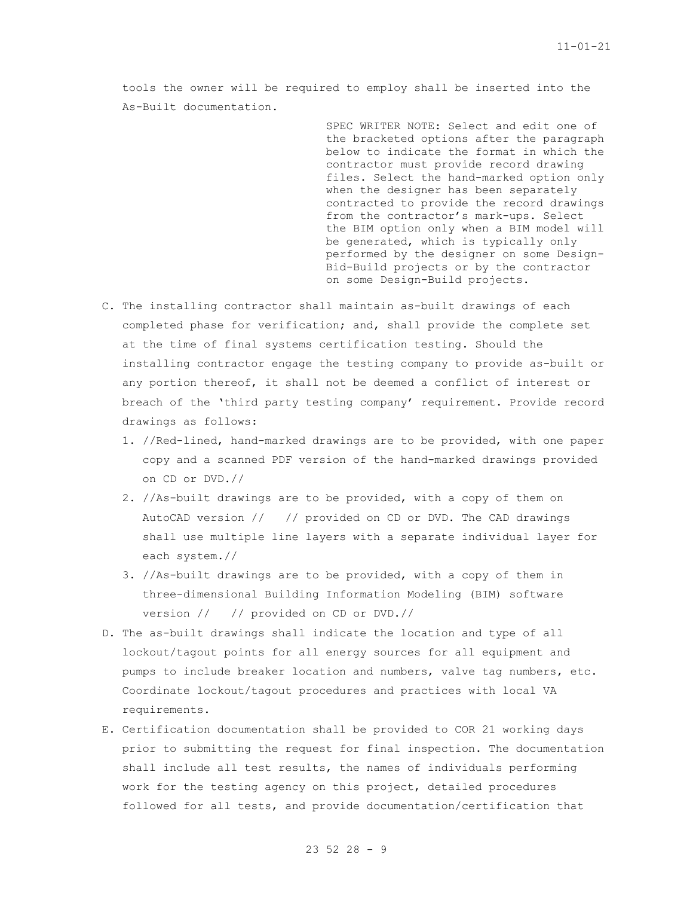tools the owner will be required to employ shall be inserted into the As-Built documentation.

SPEC WRITER NOTE: Select and edit one of the bracketed options after the paragraph below to indicate the format in which the contractor must provide record drawing files. Select the hand-marked option only when the designer has been separately contracted to provide the record drawings from the contractor's mark-ups. Select the BIM option only when a BIM model will be generated, which is typically only performed by the designer on some Design-Bid-Build projects or by the contractor on some Design-Build projects.

C. The installing contractor shall maintain as-built drawings of each completed phase for verification; and, shall provide the complete set at the time of final systems certification testing. Should the installing contractor engage the testing company to provide as-built or any portion thereof, it shall not be deemed a conflict of interest or breach of the 'third party testing company' requirement. Provide record drawings as follows:
   1. //Red-lined, hand-marked drawings are to be provided, with one paper copy and a scanned PDF version of the hand-marked drawings provided on CD or DVD.//
   2. //As-built drawings are to be provided, with a copy of them on AutoCAD version //   // provided on CD or DVD. The CAD drawings shall use multiple line layers with a separate individual layer for each system.//
   3. //As-built drawings are to be provided, with a copy of them in three-dimensional Building Information Modeling (BIM) software version //   // provided on CD or DVD.//
D. The as-built drawings shall indicate the location and type of all lockout/tagout points for all energy sources for all equipment and pumps to include breaker location and numbers, valve tag numbers, etc. Coordinate lockout/tagout procedures and practices with local VA requirements.
E. Certification documentation shall be provided to COR 21 working days prior to submitting the request for final inspection. The documentation shall include all test results, the names of individuals performing work for the testing agency on this project, detailed procedures followed for all tests, and provide documentation/certification that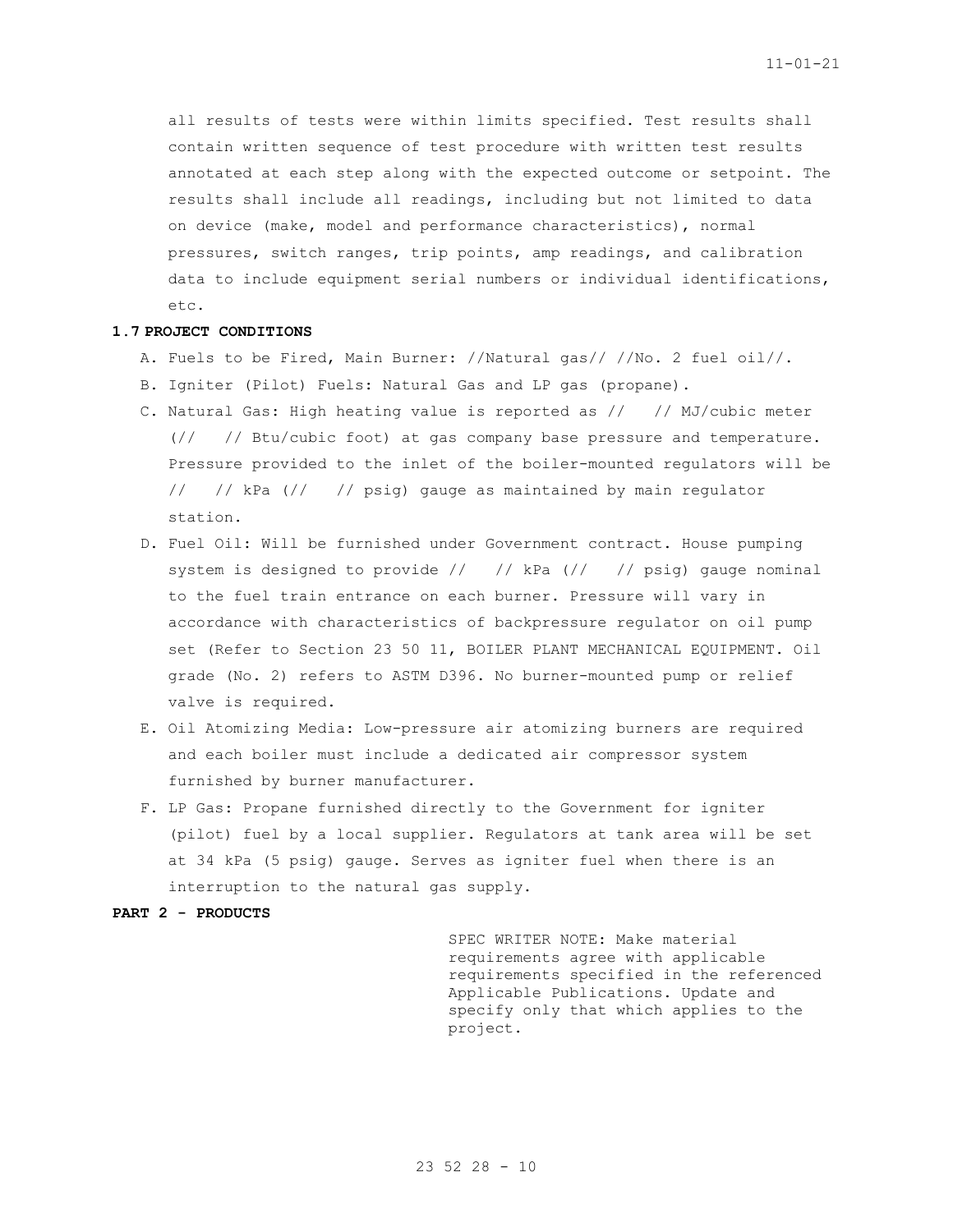all results of tests were within limits specified. Test results shall contain written sequence of test procedure with written test results annotated at each step along with the expected outcome or setpoint. The results shall include all readings, including but not limited to data on device (make, model and performance characteristics), normal pressures, switch ranges, trip points, amp readings, and calibration data to include equipment serial numbers or individual identifications, etc.

**1.7 PROJECT CONDITIONS**

A. Fuels to be Fired, Main Burner: //Natural gas// //No. 2 fuel oil//.

B. Igniter (Pilot) Fuels: Natural Gas and LP gas (propane).

C. Natural Gas: High heating value is reported as //   // MJ/cubic meter (//   // Btu/cubic foot) at gas company base pressure and temperature. Pressure provided to the inlet of the boiler-mounted regulators will be //   // kPa (//   // psig) gauge as maintained by main regulator station.

D. Fuel Oil: Will be furnished under Government contract. House pumping system is designed to provide //   // kPa (//   // psig) gauge nominal to the fuel train entrance on each burner. Pressure will vary in accordance with characteristics of backpressure regulator on oil pump set (Refer to Section 23 50 11, BOILER PLANT MECHANICAL EQUIPMENT. Oil grade (No. 2) refers to ASTM D396. No burner-mounted pump or relief valve is required.

E. Oil Atomizing Media: Low-pressure air atomizing burners are required and each boiler must include a dedicated air compressor system furnished by burner manufacturer.

F. LP Gas: Propane furnished directly to the Government for igniter (pilot) fuel by a local supplier. Regulators at tank area will be set at 34 kPa (5 psig) gauge. Serves as igniter fuel when there is an interruption to the natural gas supply.

**PART 2 - PRODUCTS**

SPEC WRITER NOTE: Make material requirements agree with applicable requirements specified in the referenced Applicable Publications. Update and specify only that which applies to the project.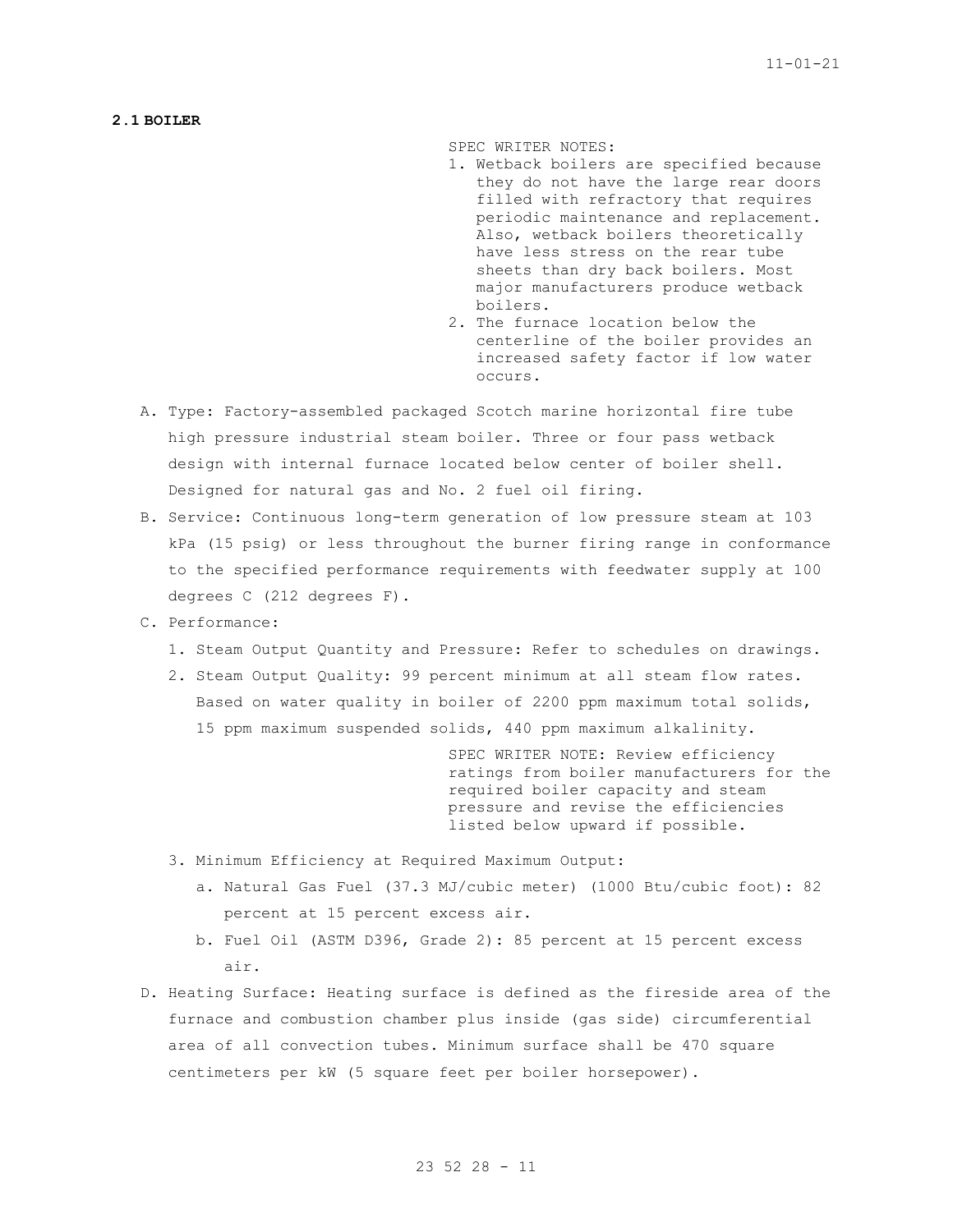## 2.1 BOILER

SPEC WRITER NOTES:

1. Wetback boilers are specified because they do not have the large rear doors filled with refractory that requires periodic maintenance and replacement. Also, wetback boilers theoretically have less stress on the rear tube sheets than dry back boilers. Most major manufacturers produce wetback boilers.
2. The furnace location below the centerline of the boiler provides an increased safety factor if low water occurs.

A. Type: Factory-assembled packaged Scotch marine horizontal fire tube high pressure industrial steam boiler. Three or four pass wetback design with internal furnace located below center of boiler shell. Designed for natural gas and No. 2 fuel oil firing.

B. Service: Continuous long-term generation of low pressure steam at 103 kPa (15 psig) or less throughout the burner firing range in conformance to the specified performance requirements with feedwater supply at 100 degrees C (212 degrees F).

C. Performance:

1. Steam Output Quantity and Pressure: Refer to schedules on drawings.
2. Steam Output Quality: 99 percent minimum at all steam flow rates. Based on water quality in boiler of 2200 ppm maximum total solids, 15 ppm maximum suspended solids, 440 ppm maximum alkalinity.

SPEC WRITER NOTE: Review efficiency ratings from boiler manufacturers for the required boiler capacity and steam pressure and revise the efficiencies listed below upward if possible.

3. Minimum Efficiency at Required Maximum Output:
   a. Natural Gas Fuel (37.3 MJ/cubic meter) (1000 Btu/cubic foot): 82 percent at 15 percent excess air.
   b. Fuel Oil (ASTM D396, Grade 2): 85 percent at 15 percent excess air.

D. Heating Surface: Heating surface is defined as the fireside area of the furnace and combustion chamber plus inside (gas side) circumferential area of all convection tubes. Minimum surface shall be 470 square centimeters per kW (5 square feet per boiler horsepower).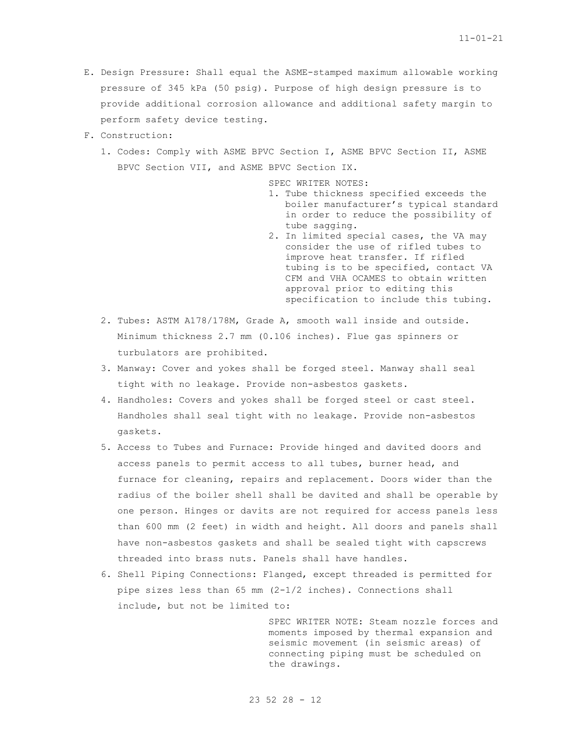E. Design Pressure: Shall equal the ASME-stamped maximum allowable working pressure of 345 kPa (50 psig). Purpose of high design pressure is to provide additional corrosion allowance and additional safety margin to perform safety device testing.

F. Construction:

1. Codes: Comply with ASME BPVC Section I, ASME BPVC Section II, ASME BPVC Section VII, and ASME BPVC Section IX.

> SPEC WRITER NOTES:
> 1. Tube thickness specified exceeds the boiler manufacturer's typical standard in order to reduce the possibility of tube sagging.
> 2. In limited special cases, the VA may consider the use of rifled tubes to improve heat transfer. If rifled tubing is to be specified, contact VA CFM and VHA OCAMES to obtain written approval prior to editing this specification to include this tubing.

2. Tubes: ASTM A178/178M, Grade A, smooth wall inside and outside. Minimum thickness 2.7 mm (0.106 inches). Flue gas spinners or turbulators are prohibited.

3. Manway: Cover and yokes shall be forged steel. Manway shall seal tight with no leakage. Provide non-asbestos gaskets.

4. Handholes: Covers and yokes shall be forged steel or cast steel. Handholes shall seal tight with no leakage. Provide non-asbestos gaskets.

5. Access to Tubes and Furnace: Provide hinged and davited doors and access panels to permit access to all tubes, burner head, and furnace for cleaning, repairs and replacement. Doors wider than the radius of the boiler shell shall be davited and shall be operable by one person. Hinges or davits are not required for access panels less than 600 mm (2 feet) in width and height. All doors and panels shall have non-asbestos gaskets and shall be sealed tight with capscrews threaded into brass nuts. Panels shall have handles.

6. Shell Piping Connections: Flanged, except threaded is permitted for pipe sizes less than 65 mm (2-1/2 inches). Connections shall include, but not be limited to:

> SPEC WRITER NOTE: Steam nozzle forces and moments imposed by thermal expansion and seismic movement (in seismic areas) of connecting piping must be scheduled on the drawings.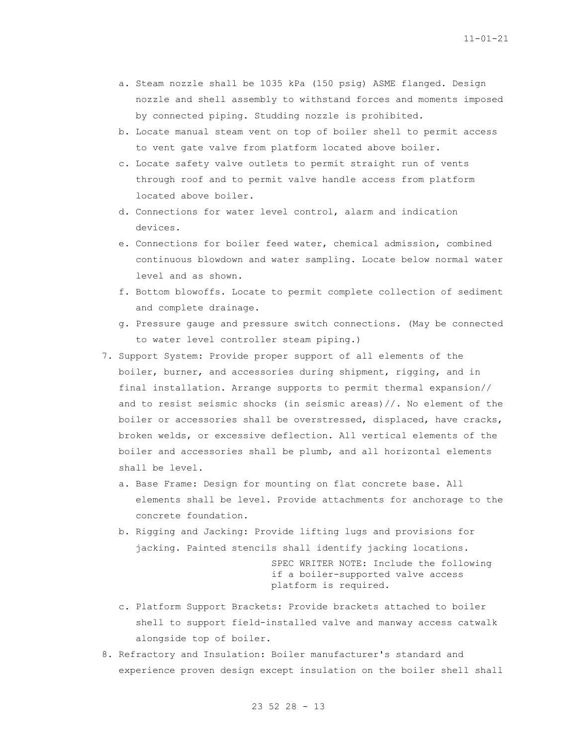a. Steam nozzle shall be 1035 kPa (150 psig) ASME flanged. Design nozzle and shell assembly to withstand forces and moments imposed by connected piping. Studding nozzle is prohibited.
b. Locate manual steam vent on top of boiler shell to permit access to vent gate valve from platform located above boiler.
c. Locate safety valve outlets to permit straight run of vents through roof and to permit valve handle access from platform located above boiler.
d. Connections for water level control, alarm and indication devices.
e. Connections for boiler feed water, chemical admission, combined continuous blowdown and water sampling. Locate below normal water level and as shown.
f. Bottom blowoffs. Locate to permit complete collection of sediment and complete drainage.
g. Pressure gauge and pressure switch connections. (May be connected to water level controller steam piping.)

7. Support System: Provide proper support of all elements of the boiler, burner, and accessories during shipment, rigging, and in final installation. Arrange supports to permit thermal expansion// and to resist seismic shocks (in seismic areas)//. No element of the boiler or accessories shall be overstressed, displaced, have cracks, broken welds, or excessive deflection. All vertical elements of the boiler and accessories shall be plumb, and all horizontal elements shall be level.
   a. Base Frame: Design for mounting on flat concrete base. All elements shall be level. Provide attachments for anchorage to the concrete foundation.
   b. Rigging and Jacking: Provide lifting lugs and provisions for jacking. Painted stencils shall identify jacking locations.

   SPEC WRITER NOTE: Include the following if a boiler-supported valve access platform is required.

   c. Platform Support Brackets: Provide brackets attached to boiler shell to support field-installed valve and manway access catwalk alongside top of boiler.

8. Refractory and Insulation: Boiler manufacturer's standard and experience proven design except insulation on the boiler shell shall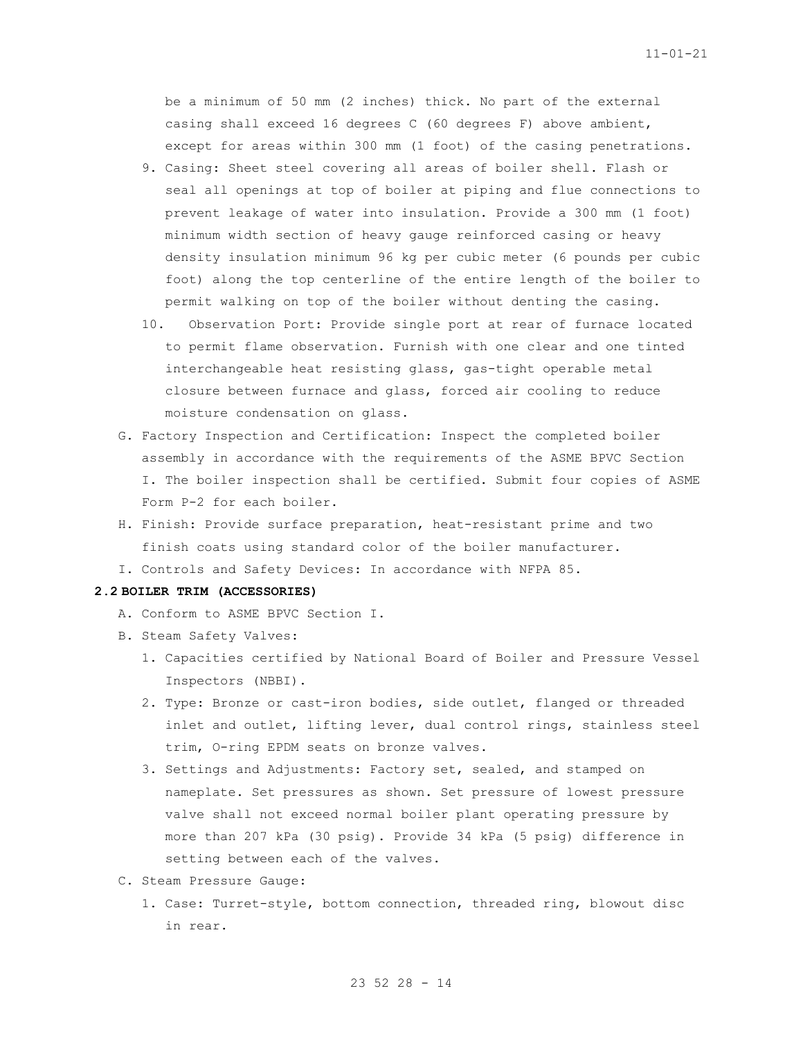be a minimum of 50 mm (2 inches) thick. No part of the external casing shall exceed 16 degrees C (60 degrees F) above ambient, except for areas within 300 mm (1 foot) of the casing penetrations.

9. Casing: Sheet steel covering all areas of boiler shell. Flash or seal all openings at top of boiler at piping and flue connections to prevent leakage of water into insulation. Provide a 300 mm (1 foot) minimum width section of heavy gauge reinforced casing or heavy density insulation minimum 96 kg per cubic meter (6 pounds per cubic foot) along the top centerline of the entire length of the boiler to permit walking on top of the boiler without denting the casing.
10. Observation Port: Provide single port at rear of furnace located to permit flame observation. Furnish with one clear and one tinted interchangeable heat resisting glass, gas-tight operable metal closure between furnace and glass, forced air cooling to reduce moisture condensation on glass.

G. Factory Inspection and Certification: Inspect the completed boiler assembly in accordance with the requirements of the ASME BPVC Section I. The boiler inspection shall be certified. Submit four copies of ASME Form P-2 for each boiler.

H. Finish: Provide surface preparation, heat-resistant prime and two finish coats using standard color of the boiler manufacturer.

I. Controls and Safety Devices: In accordance with NFPA 85.

## 2.2 BOILER TRIM (ACCESSORIES)

A. Conform to ASME BPVC Section I.

B. Steam Safety Valves:

1. Capacities certified by National Board of Boiler and Pressure Vessel Inspectors (NBBI).
2. Type: Bronze or cast-iron bodies, side outlet, flanged or threaded inlet and outlet, lifting lever, dual control rings, stainless steel trim, O-ring EPDM seats on bronze valves.
3. Settings and Adjustments: Factory set, sealed, and stamped on nameplate. Set pressures as shown. Set pressure of lowest pressure valve shall not exceed normal boiler plant operating pressure by more than 207 kPa (30 psig). Provide 34 kPa (5 psig) difference in setting between each of the valves.

C. Steam Pressure Gauge:

1. Case: Turret-style, bottom connection, threaded ring, blowout disc in rear.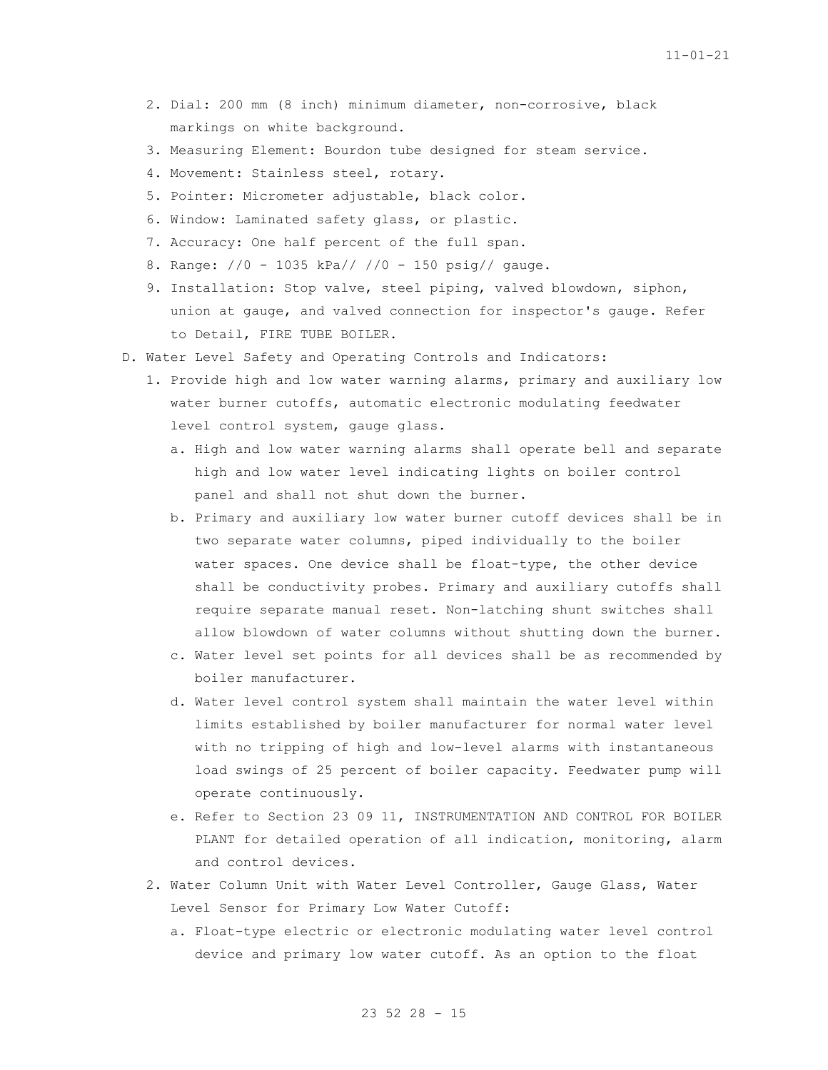2. Dial: 200 mm (8 inch) minimum diameter, non-corrosive, black markings on white background.
3. Measuring Element: Bourdon tube designed for steam service.
4. Movement: Stainless steel, rotary.
5. Pointer: Micrometer adjustable, black color.
6. Window: Laminated safety glass, or plastic.
7. Accuracy: One half percent of the full span.
8. Range: //0 - 1035 kPa// //0 - 150 psig// gauge.
9. Installation: Stop valve, steel piping, valved blowdown, siphon, union at gauge, and valved connection for inspector's gauge. Refer to Detail, FIRE TUBE BOILER.

D. Water Level Safety and Operating Controls and Indicators:

1. Provide high and low water warning alarms, primary and auxiliary low water burner cutoffs, automatic electronic modulating feedwater level control system, gauge glass.
   a. High and low water warning alarms shall operate bell and separate high and low water level indicating lights on boiler control panel and shall not shut down the burner.
   b. Primary and auxiliary low water burner cutoff devices shall be in two separate water columns, piped individually to the boiler water spaces. One device shall be float-type, the other device shall be conductivity probes. Primary and auxiliary cutoffs shall require separate manual reset. Non-latching shunt switches shall allow blowdown of water columns without shutting down the burner.
   c. Water level set points for all devices shall be as recommended by boiler manufacturer.
   d. Water level control system shall maintain the water level within limits established by boiler manufacturer for normal water level with no tripping of high and low-level alarms with instantaneous load swings of 25 percent of boiler capacity. Feedwater pump will operate continuously.
   e. Refer to Section 23 09 11, INSTRUMENTATION AND CONTROL FOR BOILER PLANT for detailed operation of all indication, monitoring, alarm and control devices.
2. Water Column Unit with Water Level Controller, Gauge Glass, Water Level Sensor for Primary Low Water Cutoff:
   a. Float-type electric or electronic modulating water level control device and primary low water cutoff. As an option to the float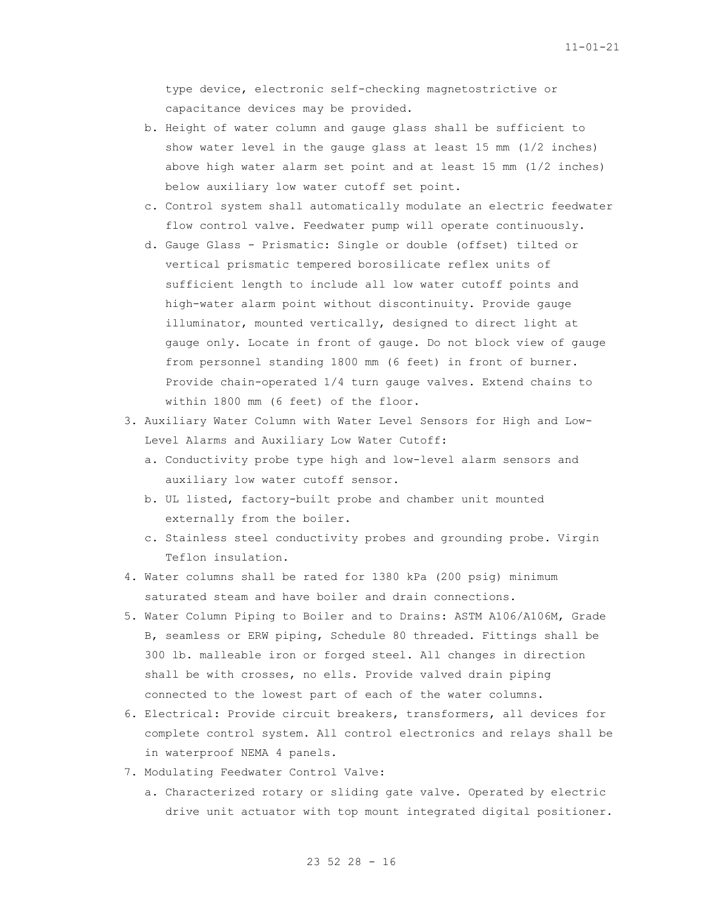type device, electronic self-checking magnetostrictive or capacitance devices may be provided.

   b. Height of water column and gauge glass shall be sufficient to show water level in the gauge glass at least 15 mm (1/2 inches) above high water alarm set point and at least 15 mm (1/2 inches) below auxiliary low water cutoff set point.
   c. Control system shall automatically modulate an electric feedwater flow control valve. Feedwater pump will operate continuously.
   d. Gauge Glass - Prismatic: Single or double (offset) tilted or vertical prismatic tempered borosilicate reflex units of sufficient length to include all low water cutoff points and high-water alarm point without discontinuity. Provide gauge illuminator, mounted vertically, designed to direct light at gauge only. Locate in front of gauge. Do not block view of gauge from personnel standing 1800 mm (6 feet) in front of burner. Provide chain-operated 1/4 turn gauge valves. Extend chains to within 1800 mm (6 feet) of the floor.

3. Auxiliary Water Column with Water Level Sensors for High and Low-Level Alarms and Auxiliary Low Water Cutoff:
   a. Conductivity probe type high and low-level alarm sensors and auxiliary low water cutoff sensor.
   b. UL listed, factory-built probe and chamber unit mounted externally from the boiler.
   c. Stainless steel conductivity probes and grounding probe. Virgin Teflon insulation.
4. Water columns shall be rated for 1380 kPa (200 psig) minimum saturated steam and have boiler and drain connections.
5. Water Column Piping to Boiler and to Drains: ASTM A106/A106M, Grade B, seamless or ERW piping, Schedule 80 threaded. Fittings shall be 300 lb. malleable iron or forged steel. All changes in direction shall be with crosses, no ells. Provide valved drain piping connected to the lowest part of each of the water columns.
6. Electrical: Provide circuit breakers, transformers, all devices for complete control system. All control electronics and relays shall be in waterproof NEMA 4 panels.
7. Modulating Feedwater Control Valve:
   a. Characterized rotary or sliding gate valve. Operated by electric drive unit actuator with top mount integrated digital positioner.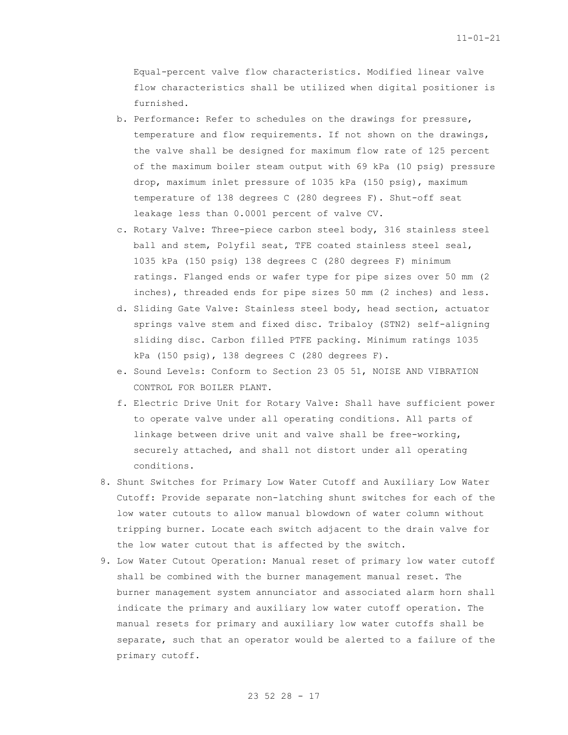Equal-percent valve flow characteristics. Modified linear valve flow characteristics shall be utilized when digital positioner is furnished.

   b. Performance: Refer to schedules on the drawings for pressure, temperature and flow requirements. If not shown on the drawings, the valve shall be designed for maximum flow rate of 125 percent of the maximum boiler steam output with 69 kPa (10 psig) pressure drop, maximum inlet pressure of 1035 kPa (150 psig), maximum temperature of 138 degrees C (280 degrees F). Shut-off seat leakage less than 0.0001 percent of valve CV.

   c. Rotary Valve: Three-piece carbon steel body, 316 stainless steel ball and stem, Polyfil seat, TFE coated stainless steel seal, 1035 kPa (150 psig) 138 degrees C (280 degrees F) minimum ratings. Flanged ends or wafer type for pipe sizes over 50 mm (2 inches), threaded ends for pipe sizes 50 mm (2 inches) and less.

   d. Sliding Gate Valve: Stainless steel body, head section, actuator springs valve stem and fixed disc. Tribaloy (STN2) self-aligning sliding disc. Carbon filled PTFE packing. Minimum ratings 1035 kPa (150 psig), 138 degrees C (280 degrees F).

   e. Sound Levels: Conform to Section 23 05 51, NOISE AND VIBRATION CONTROL FOR BOILER PLANT.

   f. Electric Drive Unit for Rotary Valve: Shall have sufficient power to operate valve under all operating conditions. All parts of linkage between drive unit and valve shall be free-working, securely attached, and shall not distort under all operating conditions.

8. Shunt Switches for Primary Low Water Cutoff and Auxiliary Low Water Cutoff: Provide separate non-latching shunt switches for each of the low water cutouts to allow manual blowdown of water column without tripping burner. Locate each switch adjacent to the drain valve for the low water cutout that is affected by the switch.

9. Low Water Cutout Operation: Manual reset of primary low water cutoff shall be combined with the burner management manual reset. The burner management system annunciator and associated alarm horn shall indicate the primary and auxiliary low water cutoff operation. The manual resets for primary and auxiliary low water cutoffs shall be separate, such that an operator would be alerted to a failure of the primary cutoff.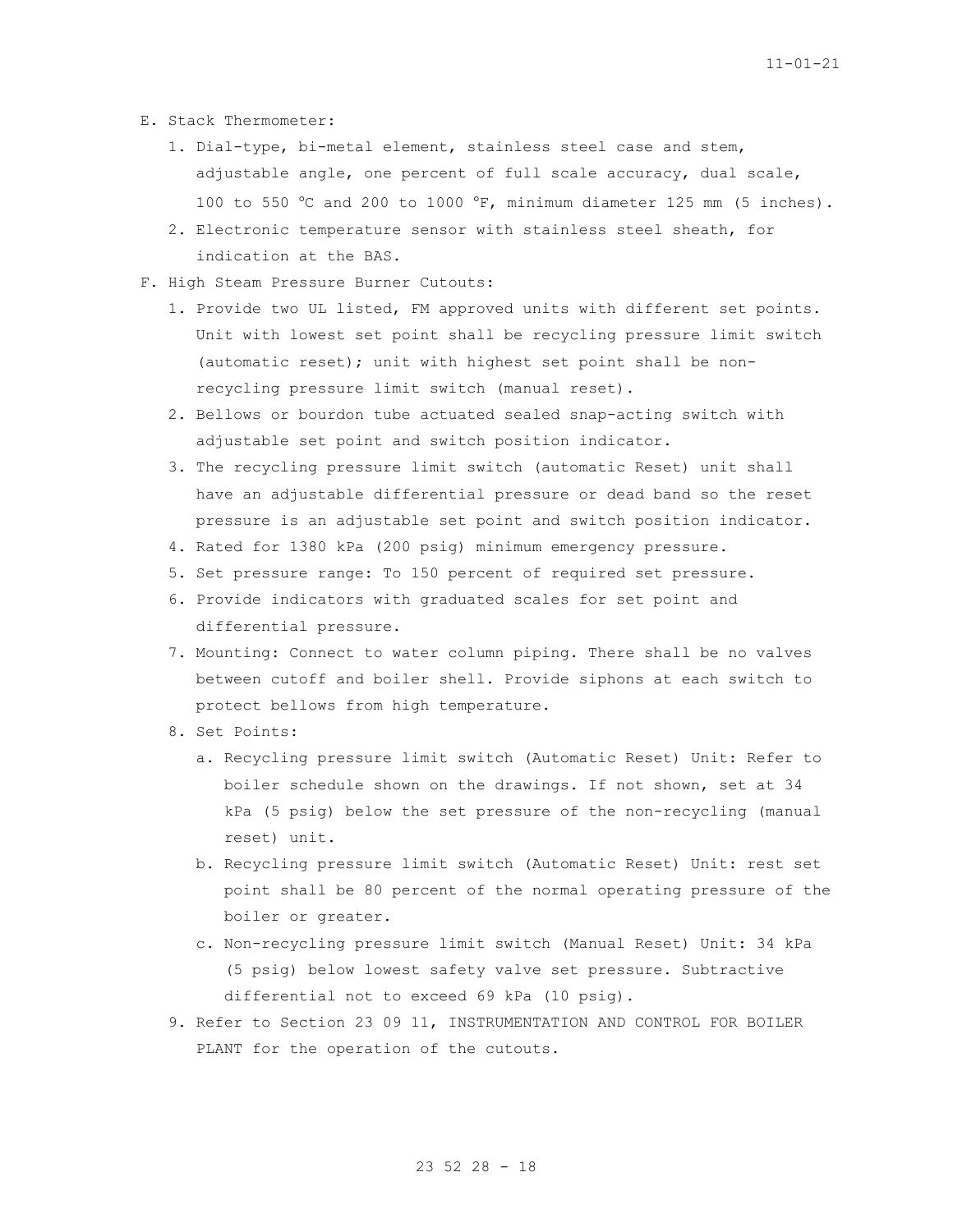E. Stack Thermometer:

1. Dial-type, bi-metal element, stainless steel case and stem, adjustable angle, one percent of full scale accuracy, dual scale, 100 to 550 °C and 200 to 1000 °F, minimum diameter 125 mm (5 inches).
2. Electronic temperature sensor with stainless steel sheath, for indication at the BAS.

F. High Steam Pressure Burner Cutouts:

1. Provide two UL listed, FM approved units with different set points. Unit with lowest set point shall be recycling pressure limit switch (automatic reset); unit with highest set point shall be non-recycling pressure limit switch (manual reset).
2. Bellows or bourdon tube actuated sealed snap-acting switch with adjustable set point and switch position indicator.
3. The recycling pressure limit switch (automatic Reset) unit shall have an adjustable differential pressure or dead band so the reset pressure is an adjustable set point and switch position indicator.
4. Rated for 1380 kPa (200 psig) minimum emergency pressure.
5. Set pressure range: To 150 percent of required set pressure.
6. Provide indicators with graduated scales for set point and differential pressure.
7. Mounting: Connect to water column piping. There shall be no valves between cutoff and boiler shell. Provide siphons at each switch to protect bellows from high temperature.
8. Set Points:
   a. Recycling pressure limit switch (Automatic Reset) Unit: Refer to boiler schedule shown on the drawings. If not shown, set at 34 kPa (5 psig) below the set pressure of the non-recycling (manual reset) unit.
   b. Recycling pressure limit switch (Automatic Reset) Unit: rest set point shall be 80 percent of the normal operating pressure of the boiler or greater.
   c. Non-recycling pressure limit switch (Manual Reset) Unit: 34 kPa (5 psig) below lowest safety valve set pressure. Subtractive differential not to exceed 69 kPa (10 psig).
9. Refer to Section 23 09 11, INSTRUMENTATION AND CONTROL FOR BOILER PLANT for the operation of the cutouts.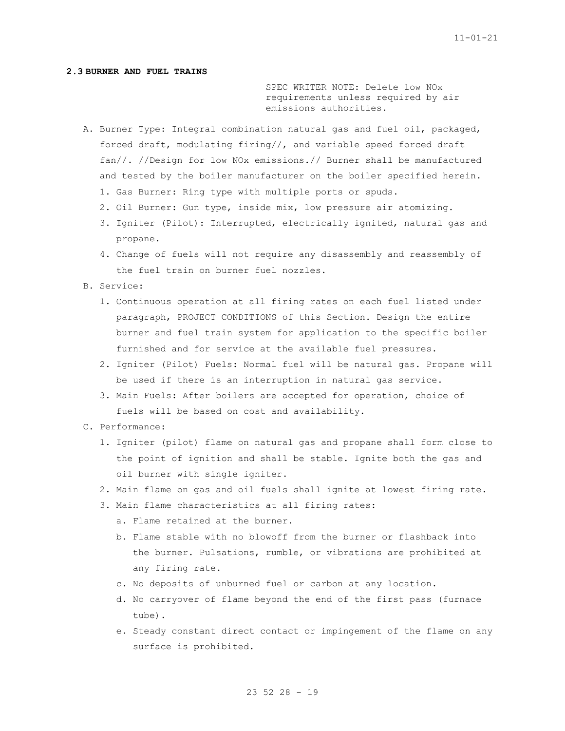### 2.3 BURNER AND FUEL TRAINS

SPEC WRITER NOTE: Delete low NOx requirements unless required by air emissions authorities.

A. Burner Type: Integral combination natural gas and fuel oil, packaged, forced draft, modulating firing//, and variable speed forced draft fan//. //Design for low NOx emissions.// Burner shall be manufactured and tested by the boiler manufacturer on the boiler specified herein.
   1. Gas Burner: Ring type with multiple ports or spuds.
   2. Oil Burner: Gun type, inside mix, low pressure air atomizing.
   3. Igniter (Pilot): Interrupted, electrically ignited, natural gas and propane.
   4. Change of fuels will not require any disassembly and reassembly of the fuel train on burner fuel nozzles.
B. Service:
   1. Continuous operation at all firing rates on each fuel listed under paragraph, PROJECT CONDITIONS of this Section. Design the entire burner and fuel train system for application to the specific boiler furnished and for service at the available fuel pressures.
   2. Igniter (Pilot) Fuels: Normal fuel will be natural gas. Propane will be used if there is an interruption in natural gas service.
   3. Main Fuels: After boilers are accepted for operation, choice of fuels will be based on cost and availability.
C. Performance:
   1. Igniter (pilot) flame on natural gas and propane shall form close to the point of ignition and shall be stable. Ignite both the gas and oil burner with single igniter.
   2. Main flame on gas and oil fuels shall ignite at lowest firing rate.
   3. Main flame characteristics at all firing rates:
      a. Flame retained at the burner.
      b. Flame stable with no blowoff from the burner or flashback into the burner. Pulsations, rumble, or vibrations are prohibited at any firing rate.
      c. No deposits of unburned fuel or carbon at any location.
      d. No carryover of flame beyond the end of the first pass (furnace tube).
      e. Steady constant direct contact or impingement of the flame on any surface is prohibited.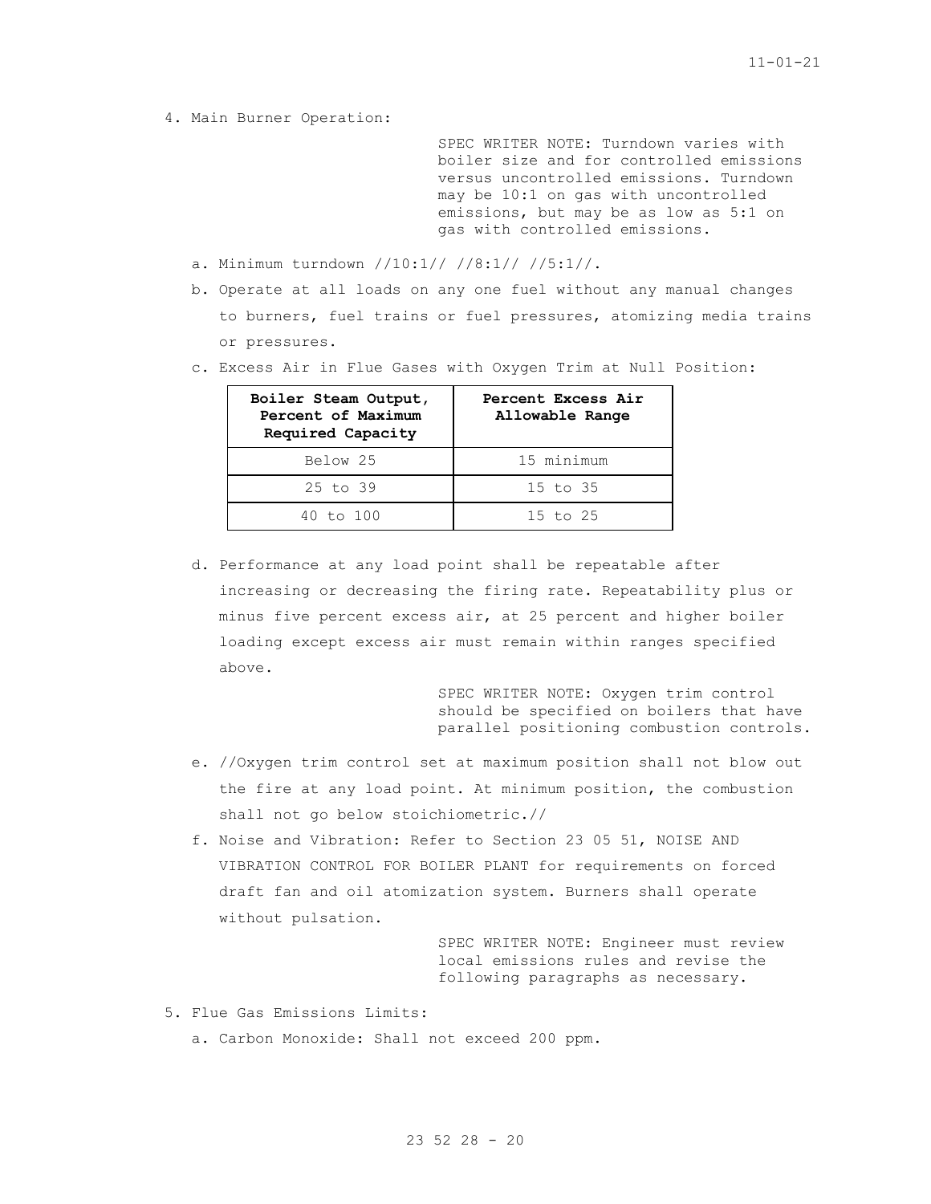4. Main Burner Operation:

SPEC WRITER NOTE: Turndown varies with boiler size and for controlled emissions versus uncontrolled emissions. Turndown may be 10:1 on gas with uncontrolled emissions, but may be as low as 5:1 on gas with controlled emissions.

   a. Minimum turndown //10:1// //8:1// //5:1//.
   b. Operate at all loads on any one fuel without any manual changes to burners, fuel trains or fuel pressures, atomizing media trains or pressures.
   c. Excess Air in Flue Gases with Oxygen Trim at Null Position:

| Boiler Steam Output, Percent of Maximum Required Capacity | Percent Excess Air Allowable Range |
|---|---|
| Below 25 | 15 minimum |
| 25 to 39 | 15 to 35 |
| 40 to 100 | 15 to 25 |

   d. Performance at any load point shall be repeatable after increasing or decreasing the firing rate. Repeatability plus or minus five percent excess air, at 25 percent and higher boiler loading except excess air must remain within ranges specified above.

SPEC WRITER NOTE: Oxygen trim control should be specified on boilers that have parallel positioning combustion controls.

   e. //Oxygen trim control set at maximum position shall not blow out the fire at any load point. At minimum position, the combustion shall not go below stoichiometric.//
   f. Noise and Vibration: Refer to Section 23 05 51, NOISE AND VIBRATION CONTROL FOR BOILER PLANT for requirements on forced draft fan and oil atomization system. Burners shall operate without pulsation.

SPEC WRITER NOTE: Engineer must review local emissions rules and revise the following paragraphs as necessary.

5. Flue Gas Emissions Limits:
   a. Carbon Monoxide: Shall not exceed 200 ppm.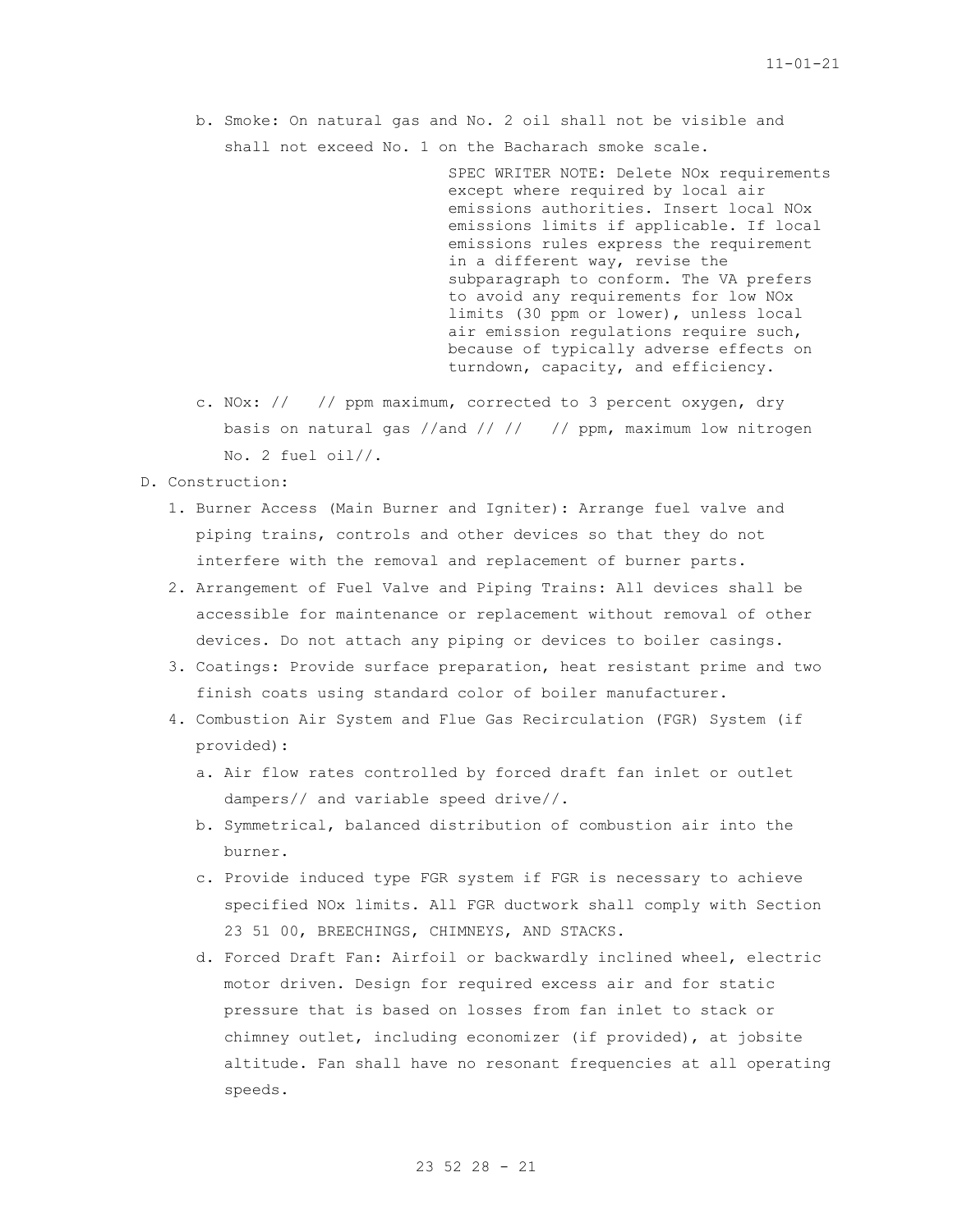b. Smoke: On natural gas and No. 2 oil shall not be visible and shall not exceed No. 1 on the Bacharach smoke scale.

SPEC WRITER NOTE: Delete NOx requirements except where required by local air emissions authorities. Insert local NOx emissions limits if applicable. If local emissions rules express the requirement in a different way, revise the subparagraph to conform. The VA prefers to avoid any requirements for low NOx limits (30 ppm or lower), unless local air emission regulations require such, because of typically adverse effects on turndown, capacity, and efficiency.

c. NOx: // // ppm maximum, corrected to 3 percent oxygen, dry basis on natural gas //and // // // ppm, maximum low nitrogen No. 2 fuel oil//.

D. Construction:

1. Burner Access (Main Burner and Igniter): Arrange fuel valve and piping trains, controls and other devices so that they do not interfere with the removal and replacement of burner parts.
2. Arrangement of Fuel Valve and Piping Trains: All devices shall be accessible for maintenance or replacement without removal of other devices. Do not attach any piping or devices to boiler casings.
3. Coatings: Provide surface preparation, heat resistant prime and two finish coats using standard color of boiler manufacturer.
4. Combustion Air System and Flue Gas Recirculation (FGR) System (if provided):
   a. Air flow rates controlled by forced draft fan inlet or outlet dampers// and variable speed drive//.
   b. Symmetrical, balanced distribution of combustion air into the burner.
   c. Provide induced type FGR system if FGR is necessary to achieve specified NOx limits. All FGR ductwork shall comply with Section 23 51 00, BREECHINGS, CHIMNEYS, AND STACKS.
   d. Forced Draft Fan: Airfoil or backwardly inclined wheel, electric motor driven. Design for required excess air and for static pressure that is based on losses from fan inlet to stack or chimney outlet, including economizer (if provided), at jobsite altitude. Fan shall have no resonant frequencies at all operating speeds.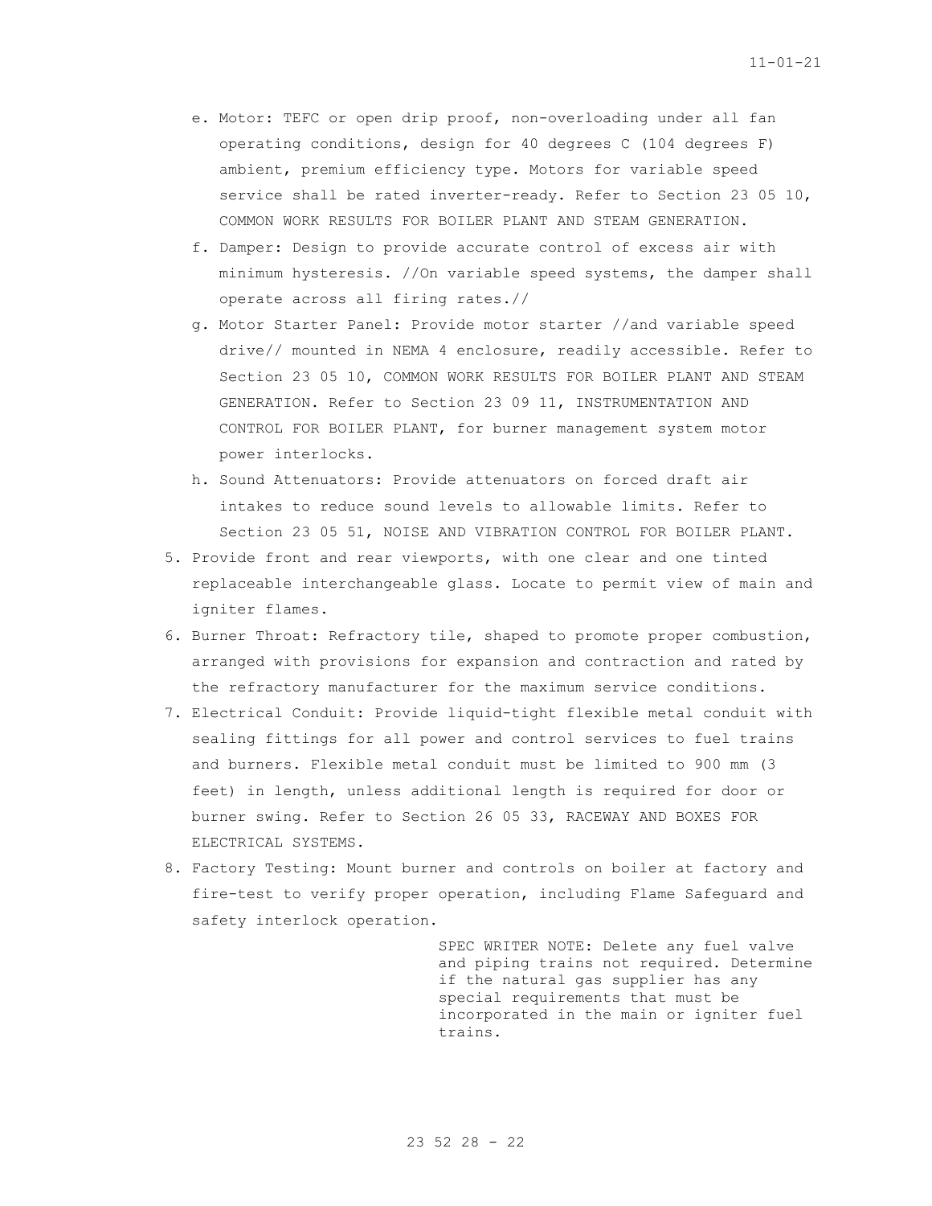e. Motor: TEFC or open drip proof, non-overloading under all fan operating conditions, design for 40 degrees C (104 degrees F) ambient, premium efficiency type. Motors for variable speed service shall be rated inverter-ready. Refer to Section 23 05 10, COMMON WORK RESULTS FOR BOILER PLANT AND STEAM GENERATION.

f. Damper: Design to provide accurate control of excess air with minimum hysteresis. //On variable speed systems, the damper shall operate across all firing rates.//

g. Motor Starter Panel: Provide motor starter //and variable speed drive// mounted in NEMA 4 enclosure, readily accessible. Refer to Section 23 05 10, COMMON WORK RESULTS FOR BOILER PLANT AND STEAM GENERATION. Refer to Section 23 09 11, INSTRUMENTATION AND CONTROL FOR BOILER PLANT, for burner management system motor power interlocks.

h. Sound Attenuators: Provide attenuators on forced draft air intakes to reduce sound levels to allowable limits. Refer to Section 23 05 51, NOISE AND VIBRATION CONTROL FOR BOILER PLANT.

5. Provide front and rear viewports, with one clear and one tinted replaceable interchangeable glass. Locate to permit view of main and igniter flames.

6. Burner Throat: Refractory tile, shaped to promote proper combustion, arranged with provisions for expansion and contraction and rated by the refractory manufacturer for the maximum service conditions.

7. Electrical Conduit: Provide liquid-tight flexible metal conduit with sealing fittings for all power and control services to fuel trains and burners. Flexible metal conduit must be limited to 900 mm (3 feet) in length, unless additional length is required for door or burner swing. Refer to Section 26 05 33, RACEWAY AND BOXES FOR ELECTRICAL SYSTEMS.

8. Factory Testing: Mount burner and controls on boiler at factory and fire-test to verify proper operation, including Flame Safeguard and safety interlock operation.

SPEC WRITER NOTE: Delete any fuel valve and piping trains not required. Determine if the natural gas supplier has any special requirements that must be incorporated in the main or igniter fuel trains.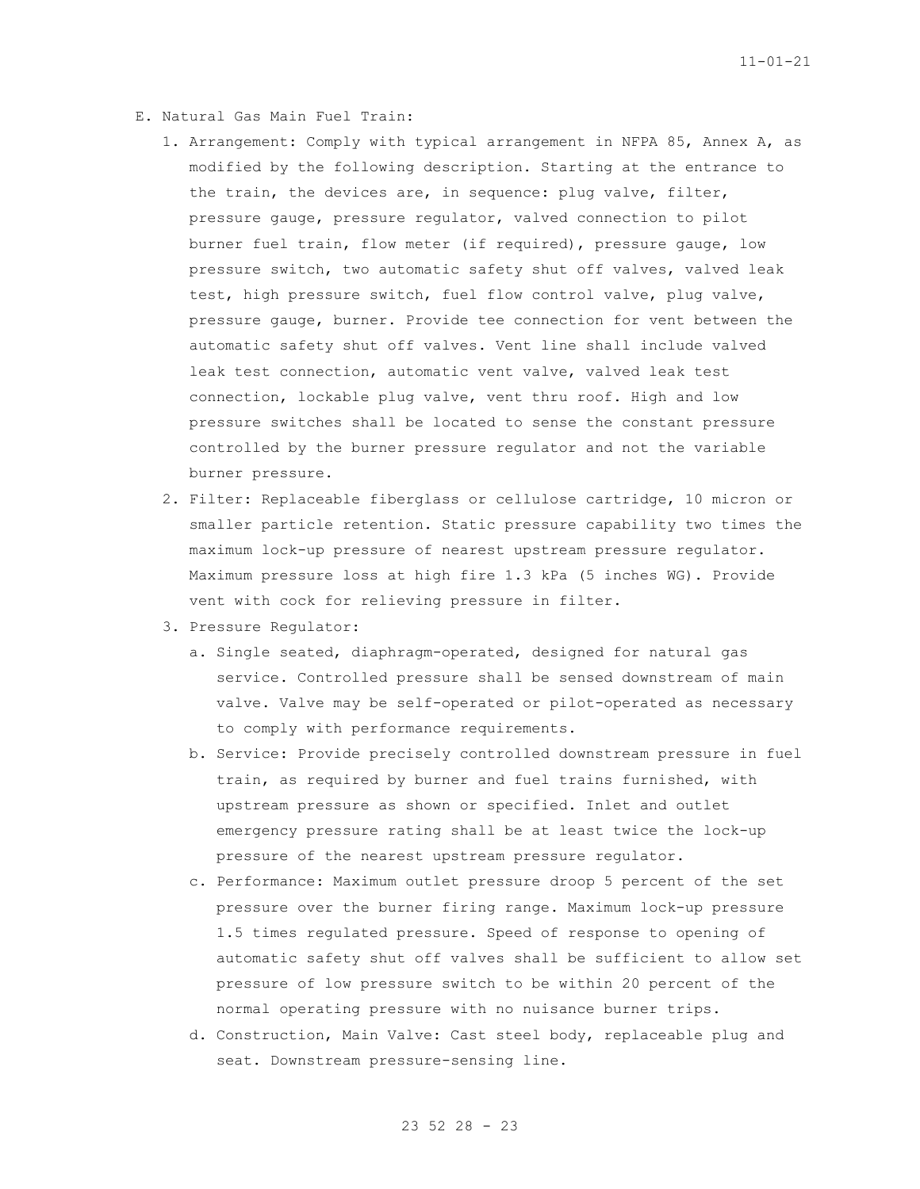E. Natural Gas Main Fuel Train:

1. Arrangement: Comply with typical arrangement in NFPA 85, Annex A, as modified by the following description. Starting at the entrance to the train, the devices are, in sequence: plug valve, filter, pressure gauge, pressure regulator, valved connection to pilot burner fuel train, flow meter (if required), pressure gauge, low pressure switch, two automatic safety shut off valves, valved leak test, high pressure switch, fuel flow control valve, plug valve, pressure gauge, burner. Provide tee connection for vent between the automatic safety shut off valves. Vent line shall include valved leak test connection, automatic vent valve, valved leak test connection, lockable plug valve, vent thru roof. High and low pressure switches shall be located to sense the constant pressure controlled by the burner pressure regulator and not the variable burner pressure.
2. Filter: Replaceable fiberglass or cellulose cartridge, 10 micron or smaller particle retention. Static pressure capability two times the maximum lock-up pressure of nearest upstream pressure regulator. Maximum pressure loss at high fire 1.3 kPa (5 inches WG). Provide vent with cock for relieving pressure in filter.
3. Pressure Regulator:
   a. Single seated, diaphragm-operated, designed for natural gas service. Controlled pressure shall be sensed downstream of main valve. Valve may be self-operated or pilot-operated as necessary to comply with performance requirements.
   b. Service: Provide precisely controlled downstream pressure in fuel train, as required by burner and fuel trains furnished, with upstream pressure as shown or specified. Inlet and outlet emergency pressure rating shall be at least twice the lock-up pressure of the nearest upstream pressure regulator.
   c. Performance: Maximum outlet pressure droop 5 percent of the set pressure over the burner firing range. Maximum lock-up pressure 1.5 times regulated pressure. Speed of response to opening of automatic safety shut off valves shall be sufficient to allow set pressure of low pressure switch to be within 20 percent of the normal operating pressure with no nuisance burner trips.
   d. Construction, Main Valve: Cast steel body, replaceable plug and seat. Downstream pressure-sensing line.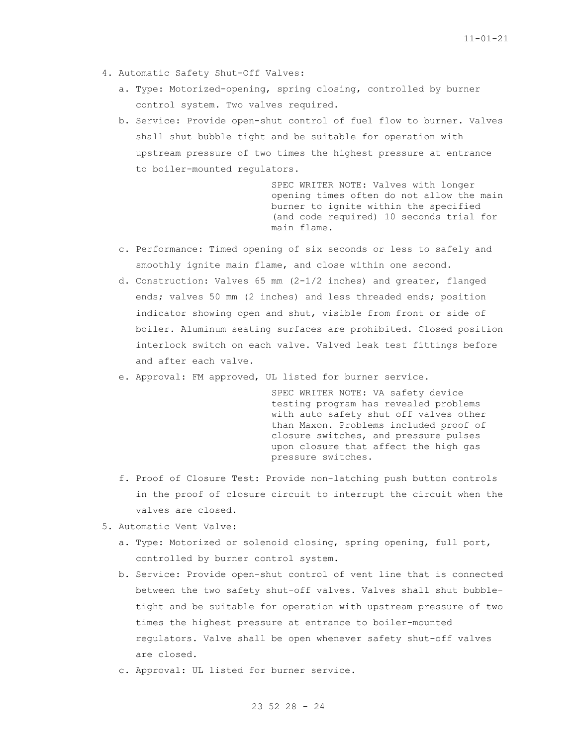4. Automatic Safety Shut-Off Valves:

   a. Type: Motorized-opening, spring closing, controlled by burner control system. Two valves required.

   b. Service: Provide open-shut control of fuel flow to burner. Valves shall shut bubble tight and be suitable for operation with upstream pressure of two times the highest pressure at entrance to boiler-mounted regulators.

   SPEC WRITER NOTE: Valves with longer opening times often do not allow the main burner to ignite within the specified (and code required) 10 seconds trial for main flame.

   c. Performance: Timed opening of six seconds or less to safely and smoothly ignite main flame, and close within one second.

   d. Construction: Valves 65 mm (2-1/2 inches) and greater, flanged ends; valves 50 mm (2 inches) and less threaded ends; position indicator showing open and shut, visible from front or side of boiler. Aluminum seating surfaces are prohibited. Closed position interlock switch on each valve. Valved leak test fittings before and after each valve.

   e. Approval: FM approved, UL listed for burner service.

   SPEC WRITER NOTE: VA safety device testing program has revealed problems with auto safety shut off valves other than Maxon. Problems included proof of closure switches, and pressure pulses upon closure that affect the high gas pressure switches.

   f. Proof of Closure Test: Provide non-latching push button controls in the proof of closure circuit to interrupt the circuit when the valves are closed.

5. Automatic Vent Valve:

   a. Type: Motorized or solenoid closing, spring opening, full port, controlled by burner control system.

   b. Service: Provide open-shut control of vent line that is connected between the two safety shut-off valves. Valves shall shut bubble-tight and be suitable for operation with upstream pressure of two times the highest pressure at entrance to boiler-mounted regulators. Valve shall be open whenever safety shut-off valves are closed.

   c. Approval: UL listed for burner service.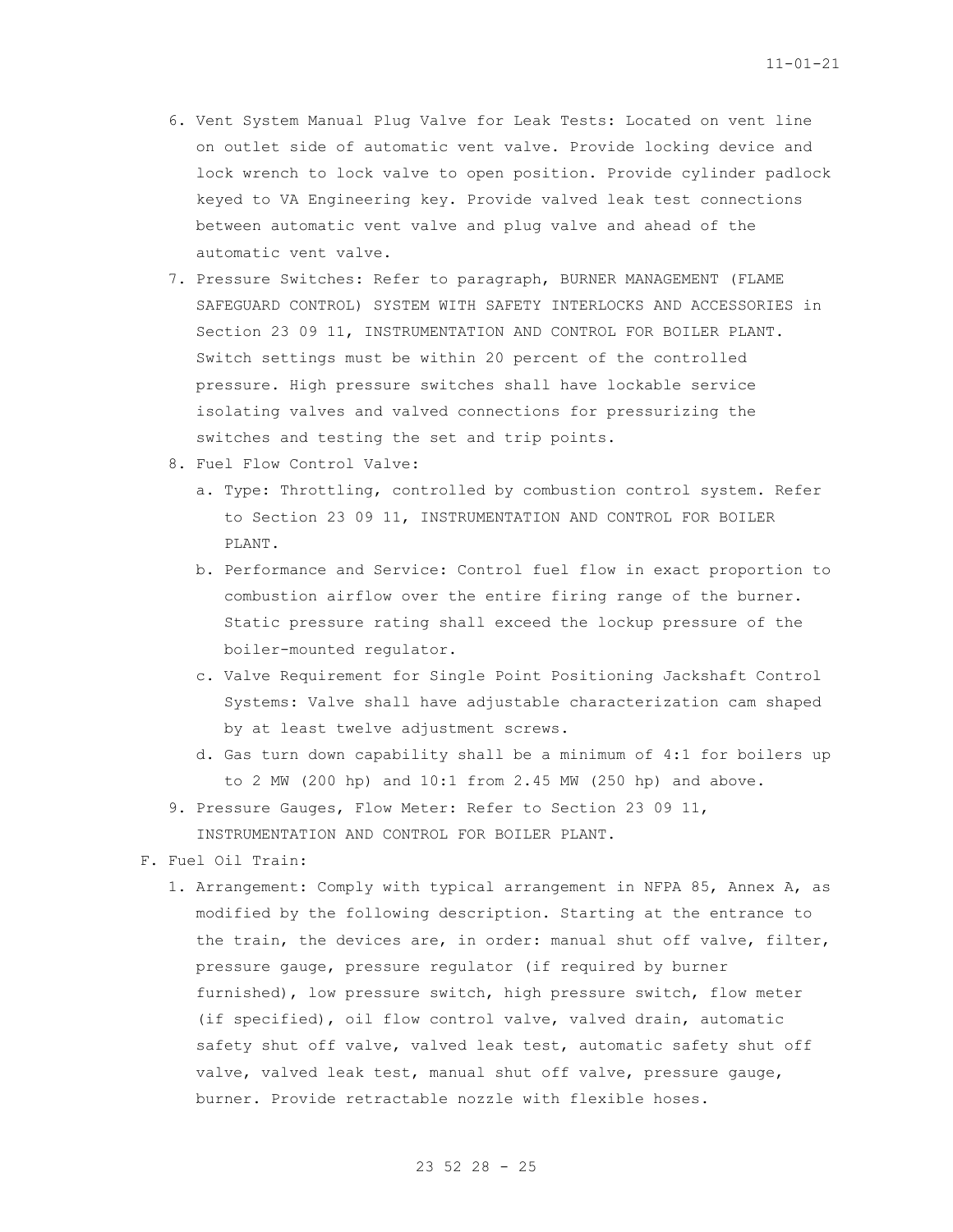6. Vent System Manual Plug Valve for Leak Tests: Located on vent line on outlet side of automatic vent valve. Provide locking device and lock wrench to lock valve to open position. Provide cylinder padlock keyed to VA Engineering key. Provide valved leak test connections between automatic vent valve and plug valve and ahead of the automatic vent valve.
7. Pressure Switches: Refer to paragraph, BURNER MANAGEMENT (FLAME SAFEGUARD CONTROL) SYSTEM WITH SAFETY INTERLOCKS AND ACCESSORIES in Section 23 09 11, INSTRUMENTATION AND CONTROL FOR BOILER PLANT. Switch settings must be within 20 percent of the controlled pressure. High pressure switches shall have lockable service isolating valves and valved connections for pressurizing the switches and testing the set and trip points.
8. Fuel Flow Control Valve:
   a. Type: Throttling, controlled by combustion control system. Refer to Section 23 09 11, INSTRUMENTATION AND CONTROL FOR BOILER PLANT.
   b. Performance and Service: Control fuel flow in exact proportion to combustion airflow over the entire firing range of the burner. Static pressure rating shall exceed the lockup pressure of the boiler-mounted regulator.
   c. Valve Requirement for Single Point Positioning Jackshaft Control Systems: Valve shall have adjustable characterization cam shaped by at least twelve adjustment screws.
   d. Gas turn down capability shall be a minimum of 4:1 for boilers up to 2 MW (200 hp) and 10:1 from 2.45 MW (250 hp) and above.
9. Pressure Gauges, Flow Meter: Refer to Section 23 09 11, INSTRUMENTATION AND CONTROL FOR BOILER PLANT.

F. Fuel Oil Train:
   1. Arrangement: Comply with typical arrangement in NFPA 85, Annex A, as modified by the following description. Starting at the entrance to the train, the devices are, in order: manual shut off valve, filter, pressure gauge, pressure regulator (if required by burner furnished), low pressure switch, high pressure switch, flow meter (if specified), oil flow control valve, valved drain, automatic safety shut off valve, valved leak test, automatic safety shut off valve, valved leak test, manual shut off valve, pressure gauge, burner. Provide retractable nozzle with flexible hoses.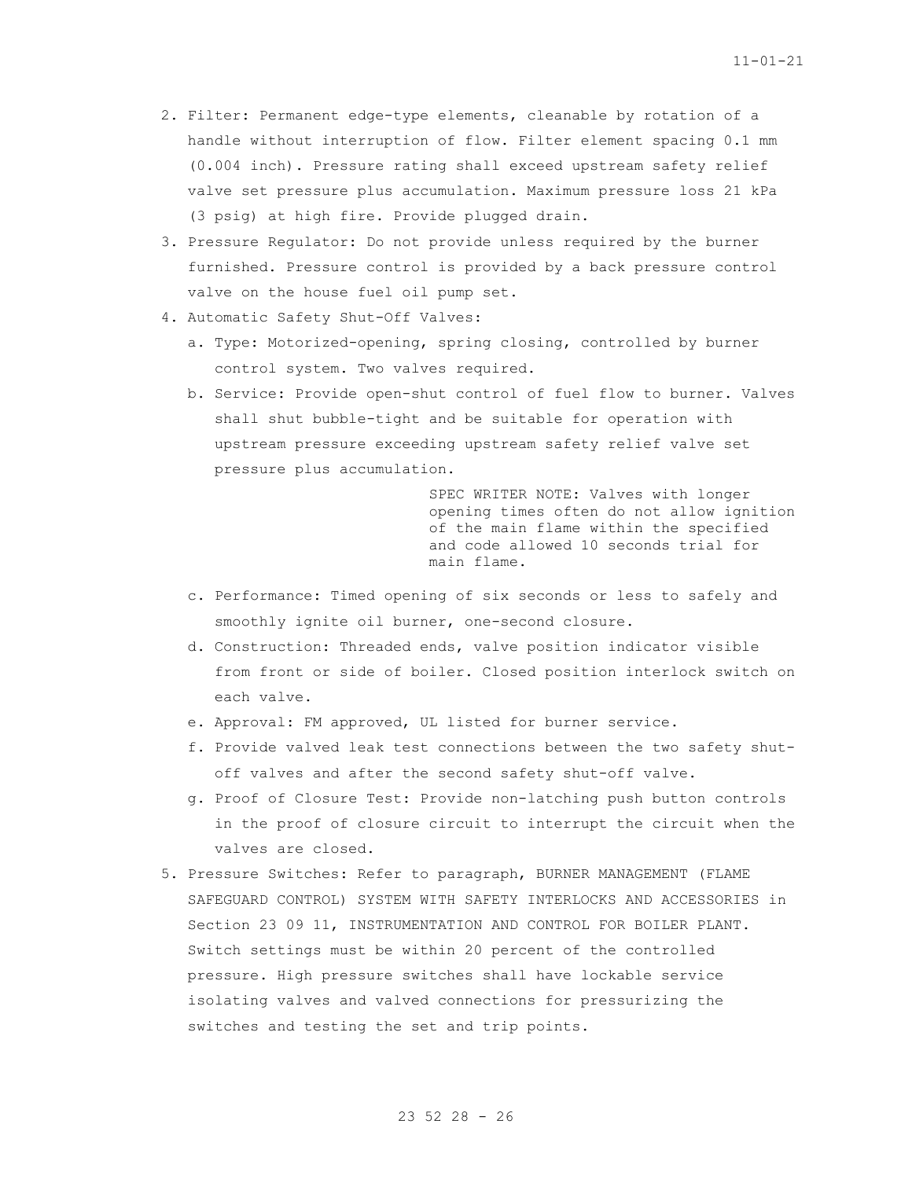2. Filter: Permanent edge-type elements, cleanable by rotation of a handle without interruption of flow. Filter element spacing 0.1 mm (0.004 inch). Pressure rating shall exceed upstream safety relief valve set pressure plus accumulation. Maximum pressure loss 21 kPa (3 psig) at high fire. Provide plugged drain.
3. Pressure Regulator: Do not provide unless required by the burner furnished. Pressure control is provided by a back pressure control valve on the house fuel oil pump set.
4. Automatic Safety Shut-Off Valves:
   a. Type: Motorized-opening, spring closing, controlled by burner control system. Two valves required.
   b. Service: Provide open-shut control of fuel flow to burner. Valves shall shut bubble-tight and be suitable for operation with upstream pressure exceeding upstream safety relief valve set pressure plus accumulation.

      SPEC WRITER NOTE: Valves with longer opening times often do not allow ignition of the main flame within the specified and code allowed 10 seconds trial for main flame.

   c. Performance: Timed opening of six seconds or less to safely and smoothly ignite oil burner, one-second closure.
   d. Construction: Threaded ends, valve position indicator visible from front or side of boiler. Closed position interlock switch on each valve.
   e. Approval: FM approved, UL listed for burner service.
   f. Provide valved leak test connections between the two safety shut-off valves and after the second safety shut-off valve.
   g. Proof of Closure Test: Provide non-latching push button controls in the proof of closure circuit to interrupt the circuit when the valves are closed.
5. Pressure Switches: Refer to paragraph, BURNER MANAGEMENT (FLAME SAFEGUARD CONTROL) SYSTEM WITH SAFETY INTERLOCKS AND ACCESSORIES in Section 23 09 11, INSTRUMENTATION AND CONTROL FOR BOILER PLANT. Switch settings must be within 20 percent of the controlled pressure. High pressure switches shall have lockable service isolating valves and valved connections for pressurizing the switches and testing the set and trip points.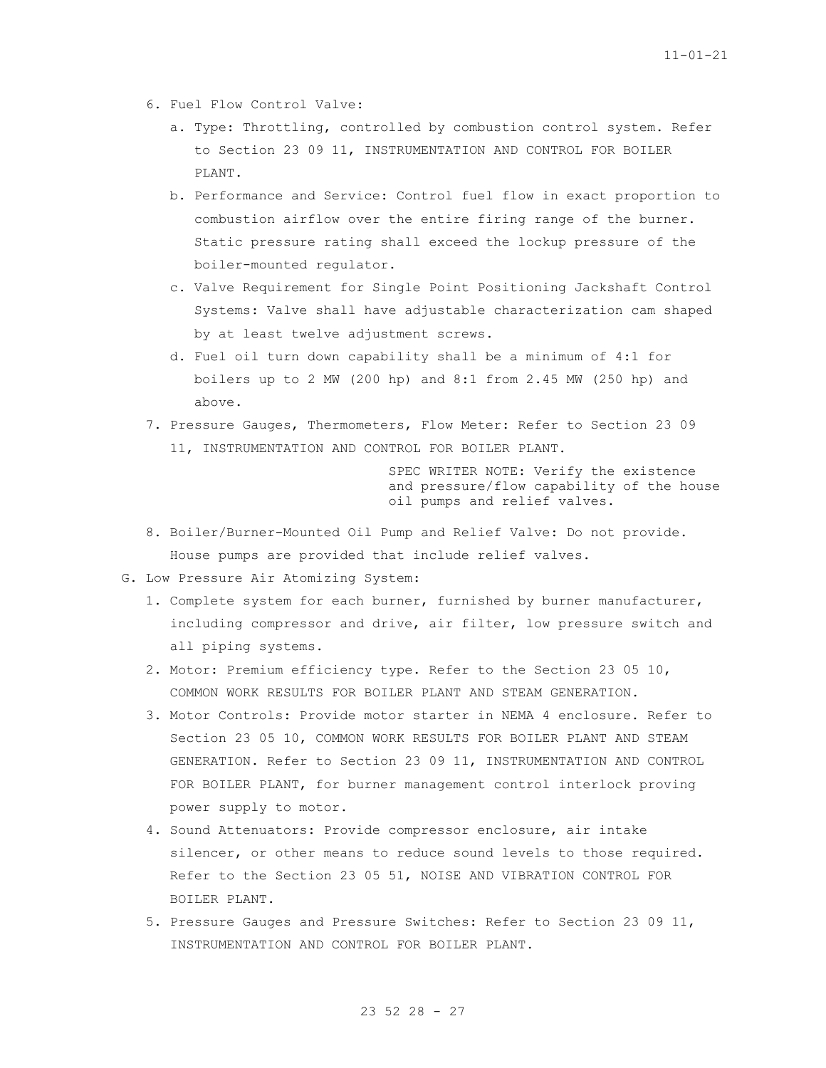6. Fuel Flow Control Valve:
   a. Type: Throttling, controlled by combustion control system. Refer to Section 23 09 11, INSTRUMENTATION AND CONTROL FOR BOILER PLANT.
   b. Performance and Service: Control fuel flow in exact proportion to combustion airflow over the entire firing range of the burner. Static pressure rating shall exceed the lockup pressure of the boiler-mounted regulator.
   c. Valve Requirement for Single Point Positioning Jackshaft Control Systems: Valve shall have adjustable characterization cam shaped by at least twelve adjustment screws.
   d. Fuel oil turn down capability shall be a minimum of 4:1 for boilers up to 2 MW (200 hp) and 8:1 from 2.45 MW (250 hp) and above.
7. Pressure Gauges, Thermometers, Flow Meter: Refer to Section 23 09 11, INSTRUMENTATION AND CONTROL FOR BOILER PLANT.

   SPEC WRITER NOTE: Verify the existence and pressure/flow capability of the house oil pumps and relief valves.

8. Boiler/Burner-Mounted Oil Pump and Relief Valve: Do not provide. House pumps are provided that include relief valves.

G. Low Pressure Air Atomizing System:
   1. Complete system for each burner, furnished by burner manufacturer, including compressor and drive, air filter, low pressure switch and all piping systems.
   2. Motor: Premium efficiency type. Refer to the Section 23 05 10, COMMON WORK RESULTS FOR BOILER PLANT AND STEAM GENERATION.
   3. Motor Controls: Provide motor starter in NEMA 4 enclosure. Refer to Section 23 05 10, COMMON WORK RESULTS FOR BOILER PLANT AND STEAM GENERATION. Refer to Section 23 09 11, INSTRUMENTATION AND CONTROL FOR BOILER PLANT, for burner management control interlock proving power supply to motor.
   4. Sound Attenuators: Provide compressor enclosure, air intake silencer, or other means to reduce sound levels to those required. Refer to the Section 23 05 51, NOISE AND VIBRATION CONTROL FOR BOILER PLANT.
   5. Pressure Gauges and Pressure Switches: Refer to Section 23 09 11, INSTRUMENTATION AND CONTROL FOR BOILER PLANT.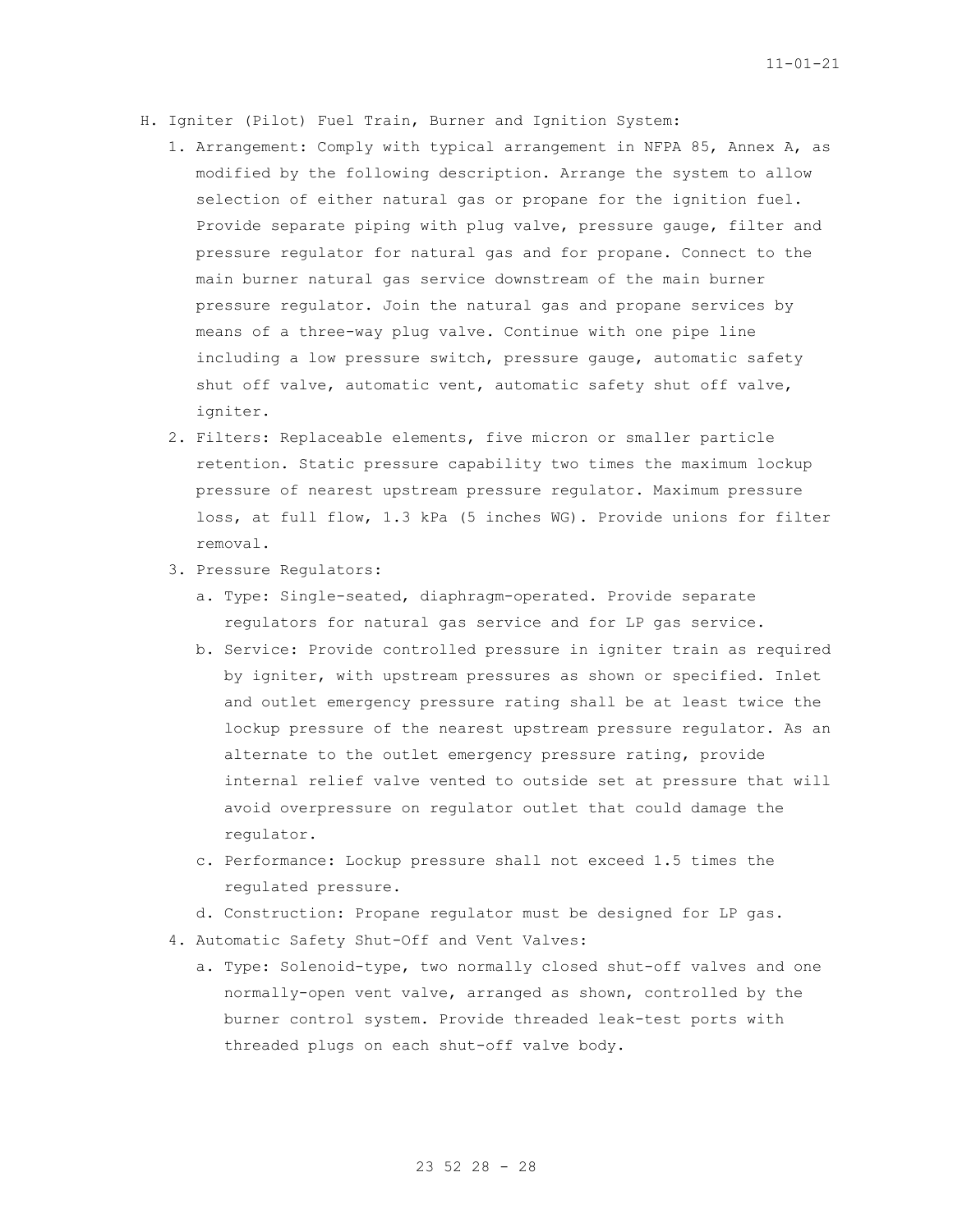H. Igniter (Pilot) Fuel Train, Burner and Ignition System:

1. Arrangement: Comply with typical arrangement in NFPA 85, Annex A, as modified by the following description. Arrange the system to allow selection of either natural gas or propane for the ignition fuel. Provide separate piping with plug valve, pressure gauge, filter and pressure regulator for natural gas and for propane. Connect to the main burner natural gas service downstream of the main burner pressure regulator. Join the natural gas and propane services by means of a three-way plug valve. Continue with one pipe line including a low pressure switch, pressure gauge, automatic safety shut off valve, automatic vent, automatic safety shut off valve, igniter.
2. Filters: Replaceable elements, five micron or smaller particle retention. Static pressure capability two times the maximum lockup pressure of nearest upstream pressure regulator. Maximum pressure loss, at full flow, 1.3 kPa (5 inches WG). Provide unions for filter removal.
3. Pressure Regulators:
   a. Type: Single-seated, diaphragm-operated. Provide separate regulators for natural gas service and for LP gas service.
   b. Service: Provide controlled pressure in igniter train as required by igniter, with upstream pressures as shown or specified. Inlet and outlet emergency pressure rating shall be at least twice the lockup pressure of the nearest upstream pressure regulator. As an alternate to the outlet emergency pressure rating, provide internal relief valve vented to outside set at pressure that will avoid overpressure on regulator outlet that could damage the regulator.
   c. Performance: Lockup pressure shall not exceed 1.5 times the regulated pressure.
   d. Construction: Propane regulator must be designed for LP gas.
4. Automatic Safety Shut-Off and Vent Valves:
   a. Type: Solenoid-type, two normally closed shut-off valves and one normally-open vent valve, arranged as shown, controlled by the burner control system. Provide threaded leak-test ports with threaded plugs on each shut-off valve body.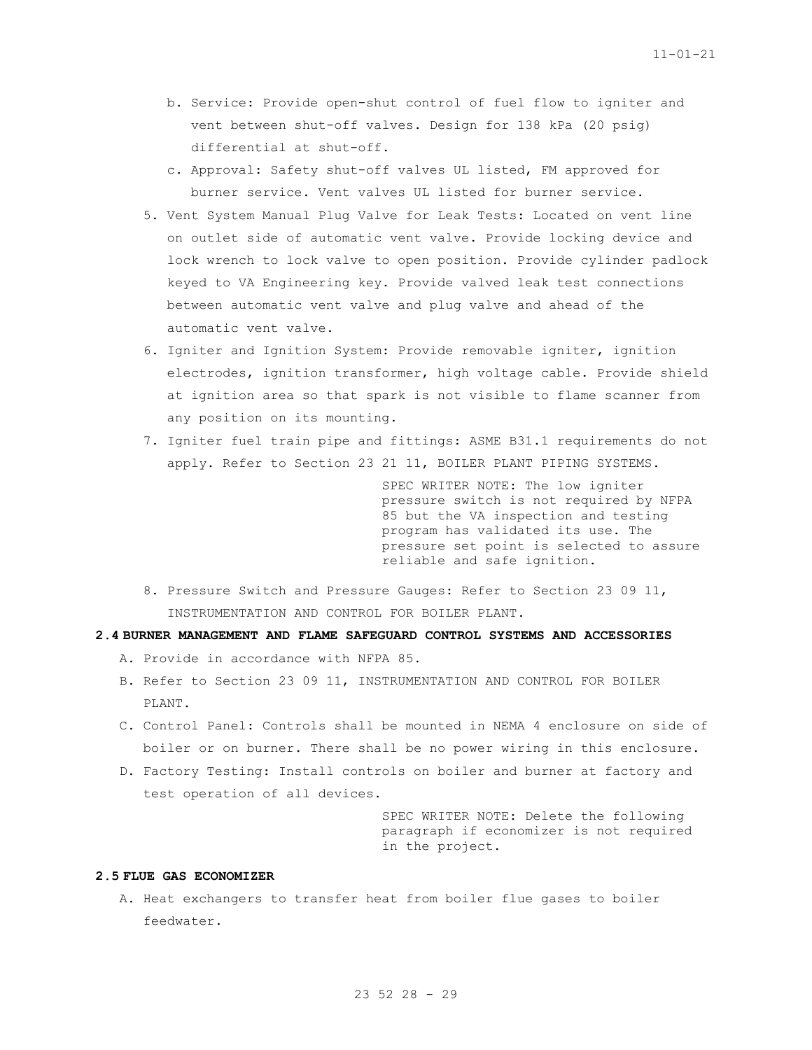b. Service: Provide open-shut control of fuel flow to igniter and vent between shut-off valves. Design for 138 kPa (20 psig) differential at shut-off.

c. Approval: Safety shut-off valves UL listed, FM approved for burner service. Vent valves UL listed for burner service.

5. Vent System Manual Plug Valve for Leak Tests: Located on vent line on outlet side of automatic vent valve. Provide locking device and lock wrench to lock valve to open position. Provide cylinder padlock keyed to VA Engineering key. Provide valved leak test connections between automatic vent valve and plug valve and ahead of the automatic vent valve.

6. Igniter and Ignition System: Provide removable igniter, ignition electrodes, ignition transformer, high voltage cable. Provide shield at ignition area so that spark is not visible to flame scanner from any position on its mounting.

7. Igniter fuel train pipe and fittings: ASME B31.1 requirements do not apply. Refer to Section 23 21 11, BOILER PLANT PIPING SYSTEMS.

SPEC WRITER NOTE: The low igniter pressure switch is not required by NFPA 85 but the VA inspection and testing program has validated its use. The pressure set point is selected to assure reliable and safe ignition.

8. Pressure Switch and Pressure Gauges: Refer to Section 23 09 11, INSTRUMENTATION AND CONTROL FOR BOILER PLANT.

## 2.4 BURNER MANAGEMENT AND FLAME SAFEGUARD CONTROL SYSTEMS AND ACCESSORIES

A. Provide in accordance with NFPA 85.

B. Refer to Section 23 09 11, INSTRUMENTATION AND CONTROL FOR BOILER PLANT.

C. Control Panel: Controls shall be mounted in NEMA 4 enclosure on side of boiler or on burner. There shall be no power wiring in this enclosure.

D. Factory Testing: Install controls on boiler and burner at factory and test operation of all devices.

SPEC WRITER NOTE: Delete the following paragraph if economizer is not required in the project.

## 2.5 FLUE GAS ECONOMIZER

A. Heat exchangers to transfer heat from boiler flue gases to boiler feedwater.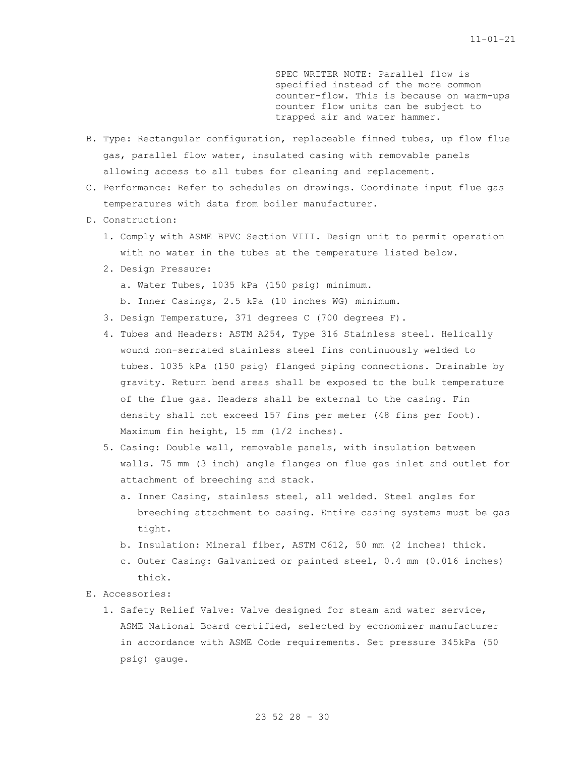SPEC WRITER NOTE: Parallel flow is specified instead of the more common counter-flow. This is because on warm-ups counter flow units can be subject to trapped air and water hammer.

B. Type: Rectangular configuration, replaceable finned tubes, up flow flue gas, parallel flow water, insulated casing with removable panels allowing access to all tubes for cleaning and replacement.

C. Performance: Refer to schedules on drawings. Coordinate input flue gas temperatures with data from boiler manufacturer.

D. Construction:

   1. Comply with ASME BPVC Section VIII. Design unit to permit operation with no water in the tubes at the temperature listed below.

   2. Design Pressure:

      a. Water Tubes, 1035 kPa (150 psig) minimum.

      b. Inner Casings, 2.5 kPa (10 inches WG) minimum.

   3. Design Temperature, 371 degrees C (700 degrees F).

   4. Tubes and Headers: ASTM A254, Type 316 Stainless steel. Helically wound non-serrated stainless steel fins continuously welded to tubes. 1035 kPa (150 psig) flanged piping connections. Drainable by gravity. Return bend areas shall be exposed to the bulk temperature of the flue gas. Headers shall be external to the casing. Fin density shall not exceed 157 fins per meter (48 fins per foot). Maximum fin height, 15 mm (1/2 inches).

   5. Casing: Double wall, removable panels, with insulation between walls. 75 mm (3 inch) angle flanges on flue gas inlet and outlet for attachment of breeching and stack.

      a. Inner Casing, stainless steel, all welded. Steel angles for breeching attachment to casing. Entire casing systems must be gas tight.

      b. Insulation: Mineral fiber, ASTM C612, 50 mm (2 inches) thick.

      c. Outer Casing: Galvanized or painted steel, 0.4 mm (0.016 inches) thick.

E. Accessories:

   1. Safety Relief Valve: Valve designed for steam and water service, ASME National Board certified, selected by economizer manufacturer in accordance with ASME Code requirements. Set pressure 345kPa (50 psig) gauge.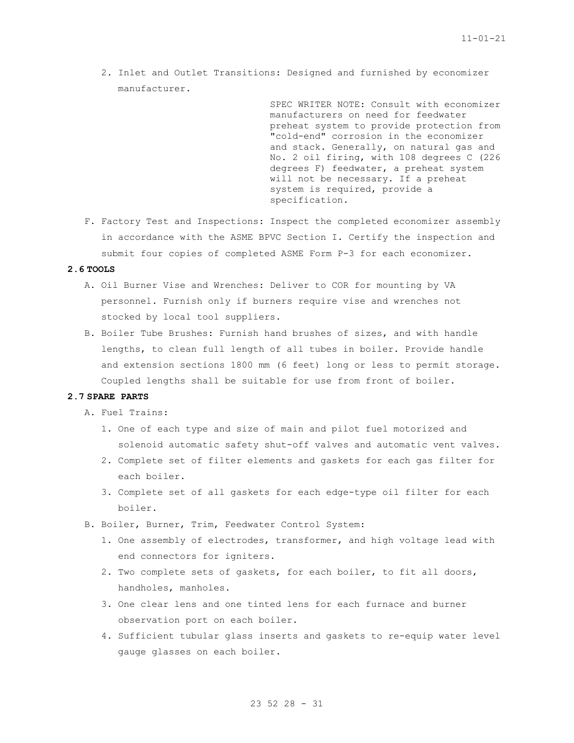2. Inlet and Outlet Transitions: Designed and furnished by economizer manufacturer.

> SPEC WRITER NOTE: Consult with economizer manufacturers on need for feedwater preheat system to provide protection from "cold-end" corrosion in the economizer and stack. Generally, on natural gas and No. 2 oil firing, with 108 degrees C (226 degrees F) feedwater, a preheat system will not be necessary. If a preheat system is required, provide a specification.

F. Factory Test and Inspections: Inspect the completed economizer assembly in accordance with the ASME BPVC Section I. Certify the inspection and submit four copies of completed ASME Form P-3 for each economizer.

**2.6 TOOLS**

A. Oil Burner Vise and Wrenches: Deliver to COR for mounting by VA personnel. Furnish only if burners require vise and wrenches not stocked by local tool suppliers.

B. Boiler Tube Brushes: Furnish hand brushes of sizes, and with handle lengths, to clean full length of all tubes in boiler. Provide handle and extension sections 1800 mm (6 feet) long or less to permit storage. Coupled lengths shall be suitable for use from front of boiler.

**2.7 SPARE PARTS**

A. Fuel Trains:

1. One of each type and size of main and pilot fuel motorized and solenoid automatic safety shut-off valves and automatic vent valves.
2. Complete set of filter elements and gaskets for each gas filter for each boiler.
3. Complete set of all gaskets for each edge-type oil filter for each boiler.

B. Boiler, Burner, Trim, Feedwater Control System:

1. One assembly of electrodes, transformer, and high voltage lead with end connectors for igniters.
2. Two complete sets of gaskets, for each boiler, to fit all doors, handholes, manholes.
3. One clear lens and one tinted lens for each furnace and burner observation port on each boiler.
4. Sufficient tubular glass inserts and gaskets to re-equip water level gauge glasses on each boiler.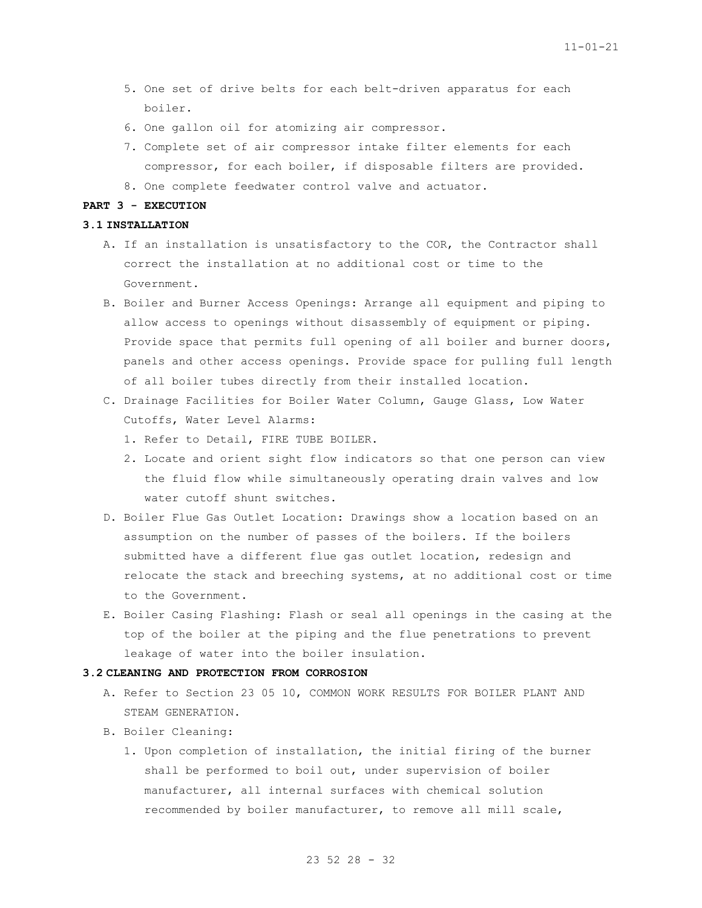5. One set of drive belts for each belt-driven apparatus for each boiler.
6. One gallon oil for atomizing air compressor.
7. Complete set of air compressor intake filter elements for each compressor, for each boiler, if disposable filters are provided.
8. One complete feedwater control valve and actuator.

## PART 3 - EXECUTION

### 3.1 INSTALLATION

A. If an installation is unsatisfactory to the COR, the Contractor shall correct the installation at no additional cost or time to the Government.

B. Boiler and Burner Access Openings: Arrange all equipment and piping to allow access to openings without disassembly of equipment or piping. Provide space that permits full opening of all boiler and burner doors, panels and other access openings. Provide space for pulling full length of all boiler tubes directly from their installed location.

C. Drainage Facilities for Boiler Water Column, Gauge Glass, Low Water Cutoffs, Water Level Alarms:
   1. Refer to Detail, FIRE TUBE BOILER.
   2. Locate and orient sight flow indicators so that one person can view the fluid flow while simultaneously operating drain valves and low water cutoff shunt switches.

D. Boiler Flue Gas Outlet Location: Drawings show a location based on an assumption on the number of passes of the boilers. If the boilers submitted have a different flue gas outlet location, redesign and relocate the stack and breeching systems, at no additional cost or time to the Government.

E. Boiler Casing Flashing: Flash or seal all openings in the casing at the top of the boiler at the piping and the flue penetrations to prevent leakage of water into the boiler insulation.

### 3.2 CLEANING AND PROTECTION FROM CORROSION

A. Refer to Section 23 05 10, COMMON WORK RESULTS FOR BOILER PLANT AND STEAM GENERATION.

B. Boiler Cleaning:
   1. Upon completion of installation, the initial firing of the burner shall be performed to boil out, under supervision of boiler manufacturer, all internal surfaces with chemical solution recommended by boiler manufacturer, to remove all mill scale,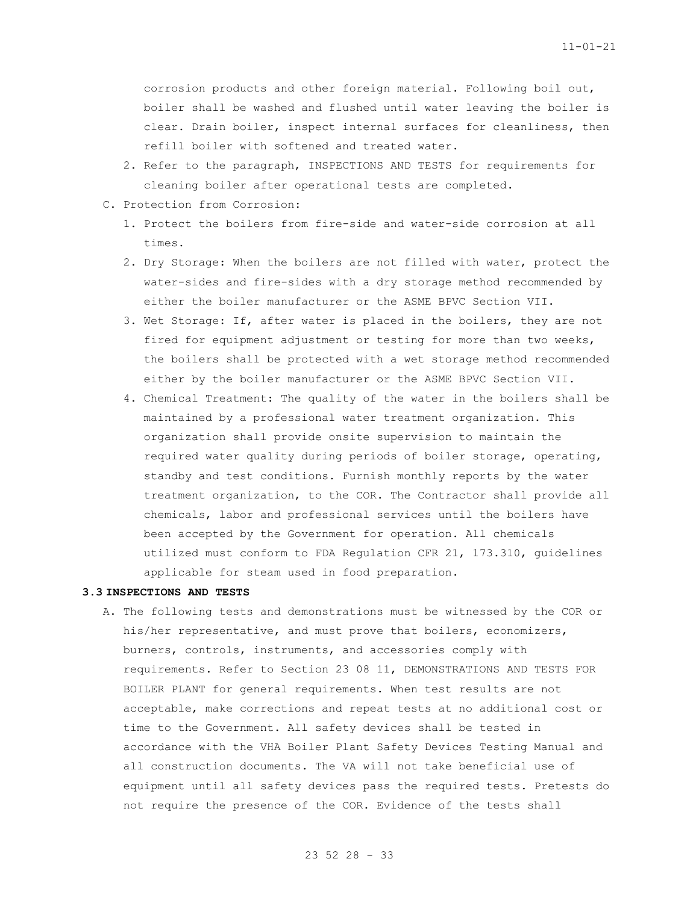corrosion products and other foreign material. Following boil out, boiler shall be washed and flushed until water leaving the boiler is clear. Drain boiler, inspect internal surfaces for cleanliness, then refill boiler with softened and treated water.

2. Refer to the paragraph, INSPECTIONS AND TESTS for requirements for cleaning boiler after operational tests are completed.

C. Protection from Corrosion:

1. Protect the boilers from fire-side and water-side corrosion at all times.
2. Dry Storage: When the boilers are not filled with water, protect the water-sides and fire-sides with a dry storage method recommended by either the boiler manufacturer or the ASME BPVC Section VII.
3. Wet Storage: If, after water is placed in the boilers, they are not fired for equipment adjustment or testing for more than two weeks, the boilers shall be protected with a wet storage method recommended either by the boiler manufacturer or the ASME BPVC Section VII.
4. Chemical Treatment: The quality of the water in the boilers shall be maintained by a professional water treatment organization. This organization shall provide onsite supervision to maintain the required water quality during periods of boiler storage, operating, standby and test conditions. Furnish monthly reports by the water treatment organization, to the COR. The Contractor shall provide all chemicals, labor and professional services until the boilers have been accepted by the Government for operation. All chemicals utilized must conform to FDA Regulation CFR 21, 173.310, guidelines applicable for steam used in food preparation.

## 3.3 INSPECTIONS AND TESTS

A. The following tests and demonstrations must be witnessed by the COR or his/her representative, and must prove that boilers, economizers, burners, controls, instruments, and accessories comply with requirements. Refer to Section 23 08 11, DEMONSTRATIONS AND TESTS FOR BOILER PLANT for general requirements. When test results are not acceptable, make corrections and repeat tests at no additional cost or time to the Government. All safety devices shall be tested in accordance with the VHA Boiler Plant Safety Devices Testing Manual and all construction documents. The VA will not take beneficial use of equipment until all safety devices pass the required tests. Pretests do not require the presence of the COR. Evidence of the tests shall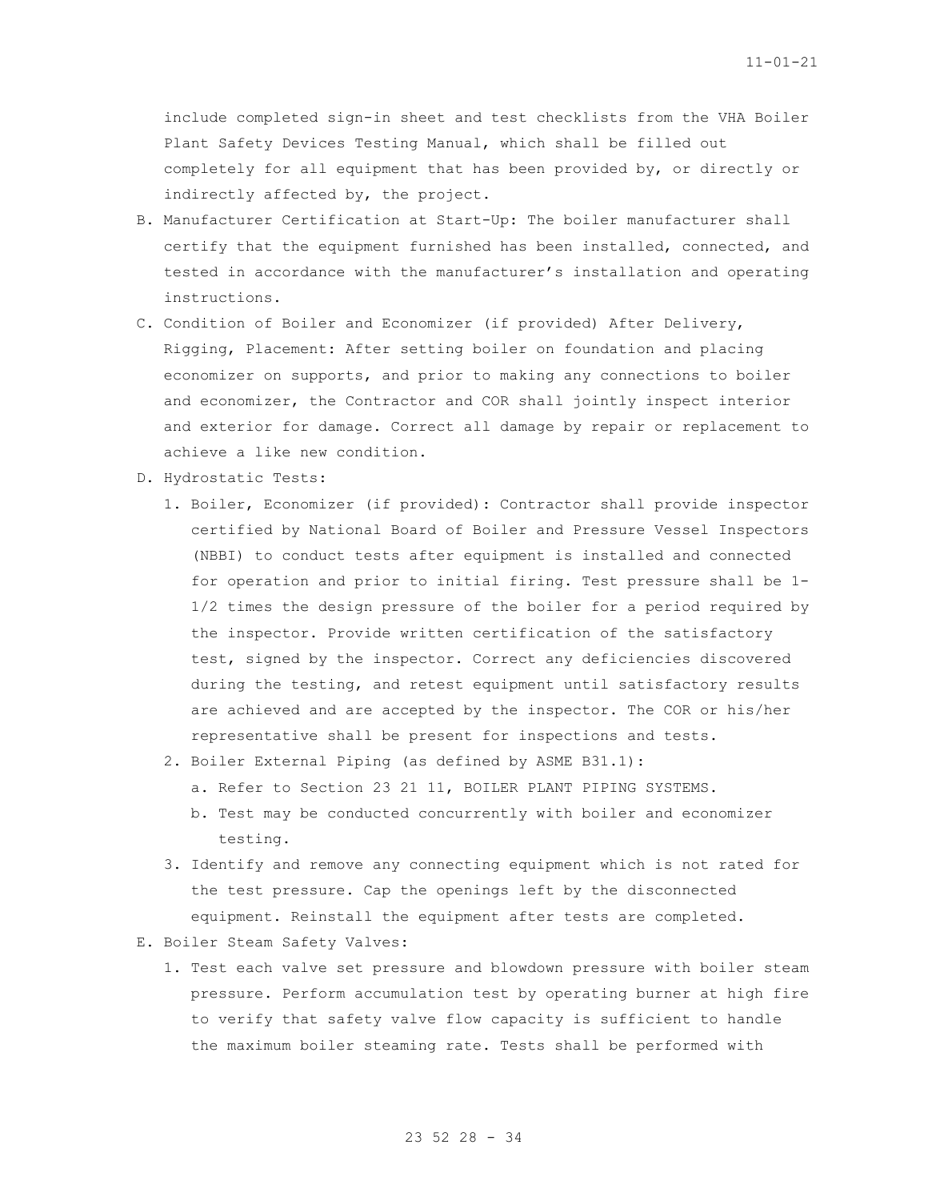include completed sign-in sheet and test checklists from the VHA Boiler Plant Safety Devices Testing Manual, which shall be filled out completely for all equipment that has been provided by, or directly or indirectly affected by, the project.

B. Manufacturer Certification at Start-Up: The boiler manufacturer shall certify that the equipment furnished has been installed, connected, and tested in accordance with the manufacturer's installation and operating instructions.

C. Condition of Boiler and Economizer (if provided) After Delivery, Rigging, Placement: After setting boiler on foundation and placing economizer on supports, and prior to making any connections to boiler and economizer, the Contractor and COR shall jointly inspect interior and exterior for damage. Correct all damage by repair or replacement to achieve a like new condition.

D. Hydrostatic Tests:

   1. Boiler, Economizer (if provided): Contractor shall provide inspector certified by National Board of Boiler and Pressure Vessel Inspectors (NBBI) to conduct tests after equipment is installed and connected for operation and prior to initial firing. Test pressure shall be 1-1/2 times the design pressure of the boiler for a period required by the inspector. Provide written certification of the satisfactory test, signed by the inspector. Correct any deficiencies discovered during the testing, and retest equipment until satisfactory results are achieved and are accepted by the inspector. The COR or his/her representative shall be present for inspections and tests.

   2. Boiler External Piping (as defined by ASME B31.1):

      a. Refer to Section 23 21 11, BOILER PLANT PIPING SYSTEMS.

      b. Test may be conducted concurrently with boiler and economizer testing.

   3. Identify and remove any connecting equipment which is not rated for the test pressure. Cap the openings left by the disconnected equipment. Reinstall the equipment after tests are completed.

E. Boiler Steam Safety Valves:

   1. Test each valve set pressure and blowdown pressure with boiler steam pressure. Perform accumulation test by operating burner at high fire to verify that safety valve flow capacity is sufficient to handle the maximum boiler steaming rate. Tests shall be performed with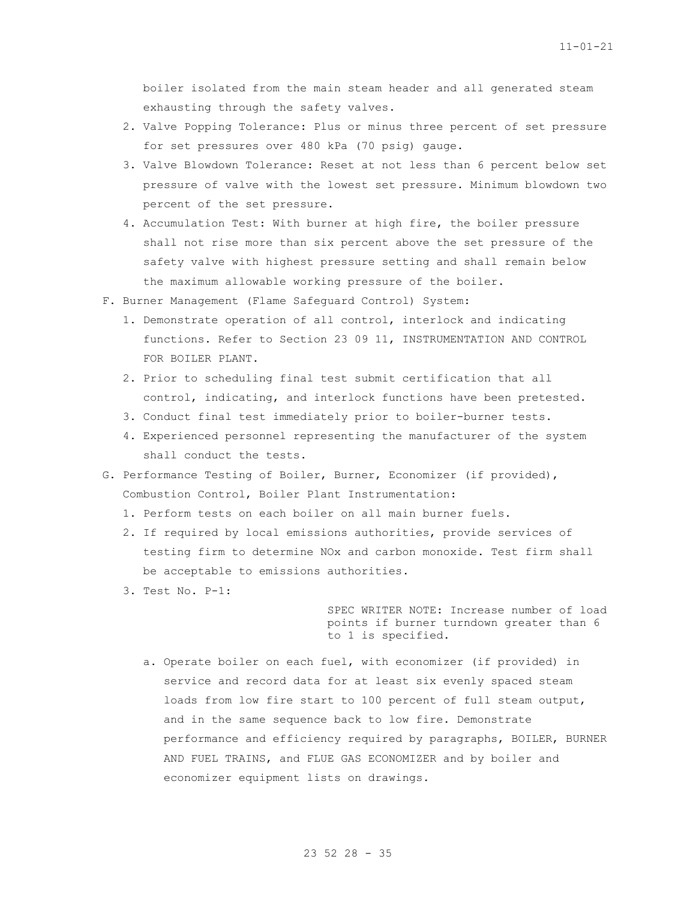boiler isolated from the main steam header and all generated steam exhausting through the safety valves.

2. Valve Popping Tolerance: Plus or minus three percent of set pressure for set pressures over 480 kPa (70 psig) gauge.
3. Valve Blowdown Tolerance: Reset at not less than 6 percent below set pressure of valve with the lowest set pressure. Minimum blowdown two percent of the set pressure.
4. Accumulation Test: With burner at high fire, the boiler pressure shall not rise more than six percent above the set pressure of the safety valve with highest pressure setting and shall remain below the maximum allowable working pressure of the boiler.

F. Burner Management (Flame Safeguard Control) System:

1. Demonstrate operation of all control, interlock and indicating functions. Refer to Section 23 09 11, INSTRUMENTATION AND CONTROL FOR BOILER PLANT.
2. Prior to scheduling final test submit certification that all control, indicating, and interlock functions have been pretested.
3. Conduct final test immediately prior to boiler-burner tests.
4. Experienced personnel representing the manufacturer of the system shall conduct the tests.

G. Performance Testing of Boiler, Burner, Economizer (if provided), Combustion Control, Boiler Plant Instrumentation:

1. Perform tests on each boiler on all main burner fuels.
2. If required by local emissions authorities, provide services of testing firm to determine NOx and carbon monoxide. Test firm shall be acceptable to emissions authorities.
3. Test No. P-1:

SPEC WRITER NOTE: Increase number of load points if burner turndown greater than 6 to 1 is specified.

a. Operate boiler on each fuel, with economizer (if provided) in service and record data for at least six evenly spaced steam loads from low fire start to 100 percent of full steam output, and in the same sequence back to low fire. Demonstrate performance and efficiency required by paragraphs, BOILER, BURNER AND FUEL TRAINS, and FLUE GAS ECONOMIZER and by boiler and economizer equipment lists on drawings.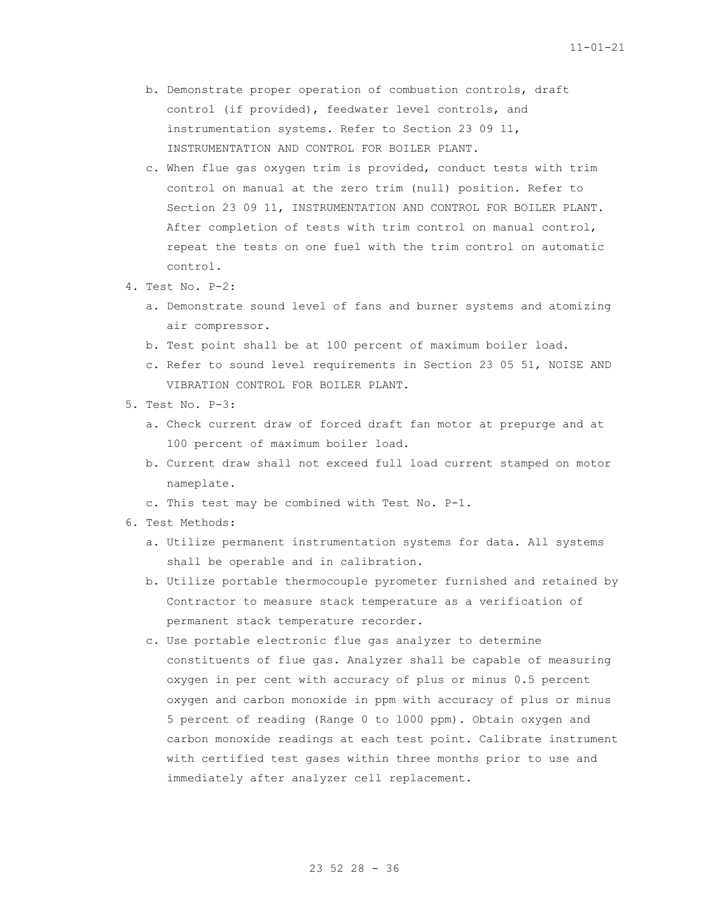b. Demonstrate proper operation of combustion controls, draft control (if provided), feedwater level controls, and instrumentation systems. Refer to Section 23 09 11, INSTRUMENTATION AND CONTROL FOR BOILER PLANT.

c. When flue gas oxygen trim is provided, conduct tests with trim control on manual at the zero trim (null) position. Refer to Section 23 09 11, INSTRUMENTATION AND CONTROL FOR BOILER PLANT. After completion of tests with trim control on manual control, repeat the tests on one fuel with the trim control on automatic control.

4. Test No. P-2:
   a. Demonstrate sound level of fans and burner systems and atomizing air compressor.
   b. Test point shall be at 100 percent of maximum boiler load.
   c. Refer to sound level requirements in Section 23 05 51, NOISE AND VIBRATION CONTROL FOR BOILER PLANT.

5. Test No. P-3:
   a. Check current draw of forced draft fan motor at prepurge and at 100 percent of maximum boiler load.
   b. Current draw shall not exceed full load current stamped on motor nameplate.
   c. This test may be combined with Test No. P-1.

6. Test Methods:
   a. Utilize permanent instrumentation systems for data. All systems shall be operable and in calibration.
   b. Utilize portable thermocouple pyrometer furnished and retained by Contractor to measure stack temperature as a verification of permanent stack temperature recorder.
   c. Use portable electronic flue gas analyzer to determine constituents of flue gas. Analyzer shall be capable of measuring oxygen in per cent with accuracy of plus or minus 0.5 percent oxygen and carbon monoxide in ppm with accuracy of plus or minus 5 percent of reading (Range 0 to 1000 ppm). Obtain oxygen and carbon monoxide readings at each test point. Calibrate instrument with certified test gases within three months prior to use and immediately after analyzer cell replacement.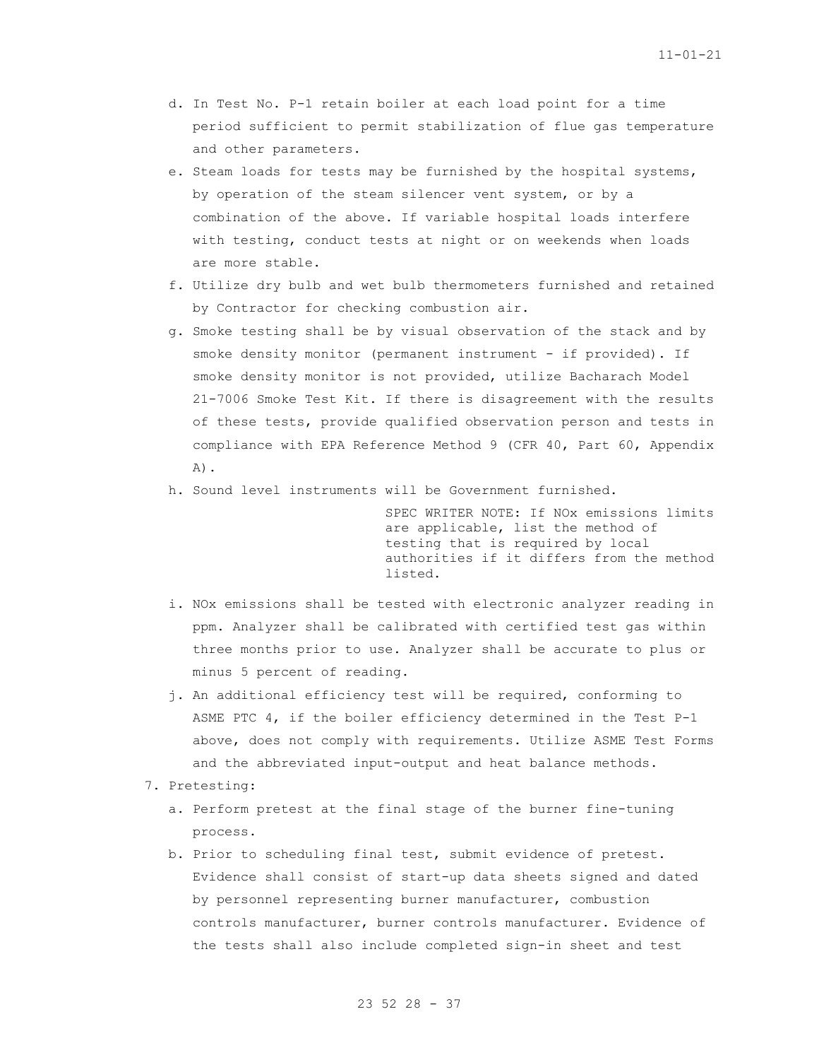d. In Test No. P-1 retain boiler at each load point for a time period sufficient to permit stabilization of flue gas temperature and other parameters.

e. Steam loads for tests may be furnished by the hospital systems, by operation of the steam silencer vent system, or by a combination of the above. If variable hospital loads interfere with testing, conduct tests at night or on weekends when loads are more stable.

f. Utilize dry bulb and wet bulb thermometers furnished and retained by Contractor for checking combustion air.

g. Smoke testing shall be by visual observation of the stack and by smoke density monitor (permanent instrument - if provided). If smoke density monitor is not provided, utilize Bacharach Model 21-7006 Smoke Test Kit. If there is disagreement with the results of these tests, provide qualified observation person and tests in compliance with EPA Reference Method 9 (CFR 40, Part 60, Appendix A).

h. Sound level instruments will be Government furnished.

SPEC WRITER NOTE: If NOx emissions limits are applicable, list the method of testing that is required by local authorities if it differs from the method listed.

i. NOx emissions shall be tested with electronic analyzer reading in ppm. Analyzer shall be calibrated with certified test gas within three months prior to use. Analyzer shall be accurate to plus or minus 5 percent of reading.

j. An additional efficiency test will be required, conforming to ASME PTC 4, if the boiler efficiency determined in the Test P-1 above, does not comply with requirements. Utilize ASME Test Forms and the abbreviated input-output and heat balance methods.

7. Pretesting:

a. Perform pretest at the final stage of the burner fine-tuning process.

b. Prior to scheduling final test, submit evidence of pretest. Evidence shall consist of start-up data sheets signed and dated by personnel representing burner manufacturer, combustion controls manufacturer, burner controls manufacturer. Evidence of the tests shall also include completed sign-in sheet and test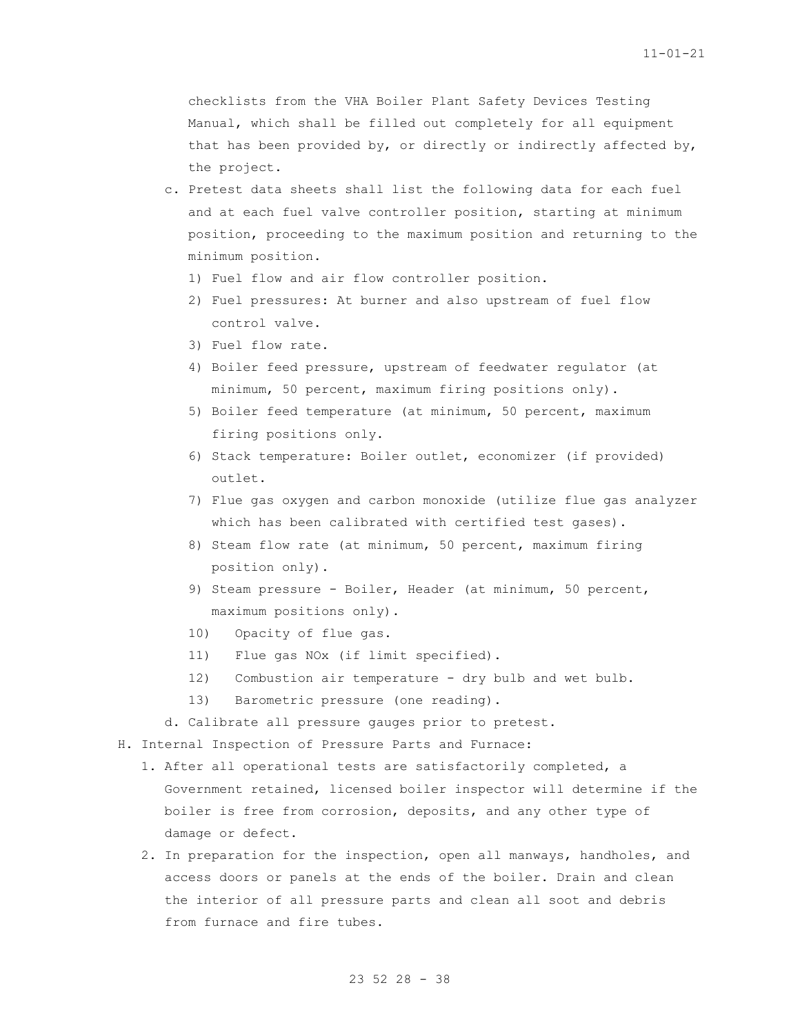checklists from the VHA Boiler Plant Safety Devices Testing Manual, which shall be filled out completely for all equipment that has been provided by, or directly or indirectly affected by, the project.

c. Pretest data sheets shall list the following data for each fuel and at each fuel valve controller position, starting at minimum position, proceeding to the maximum position and returning to the minimum position.

   1) Fuel flow and air flow controller position.
   2) Fuel pressures: At burner and also upstream of fuel flow control valve.
   3) Fuel flow rate.
   4) Boiler feed pressure, upstream of feedwater regulator (at minimum, 50 percent, maximum firing positions only).
   5) Boiler feed temperature (at minimum, 50 percent, maximum firing positions only.
   6) Stack temperature: Boiler outlet, economizer (if provided) outlet.
   7) Flue gas oxygen and carbon monoxide (utilize flue gas analyzer which has been calibrated with certified test gases).
   8) Steam flow rate (at minimum, 50 percent, maximum firing position only).
   9) Steam pressure - Boiler, Header (at minimum, 50 percent, maximum positions only).
   10) Opacity of flue gas.
   11) Flue gas NOx (if limit specified).
   12) Combustion air temperature - dry bulb and wet bulb.
   13) Barometric pressure (one reading).

d. Calibrate all pressure gauges prior to pretest.

H. Internal Inspection of Pressure Parts and Furnace:

1. After all operational tests are satisfactorily completed, a Government retained, licensed boiler inspector will determine if the boiler is free from corrosion, deposits, and any other type of damage or defect.
2. In preparation for the inspection, open all manways, handholes, and access doors or panels at the ends of the boiler. Drain and clean the interior of all pressure parts and clean all soot and debris from furnace and fire tubes.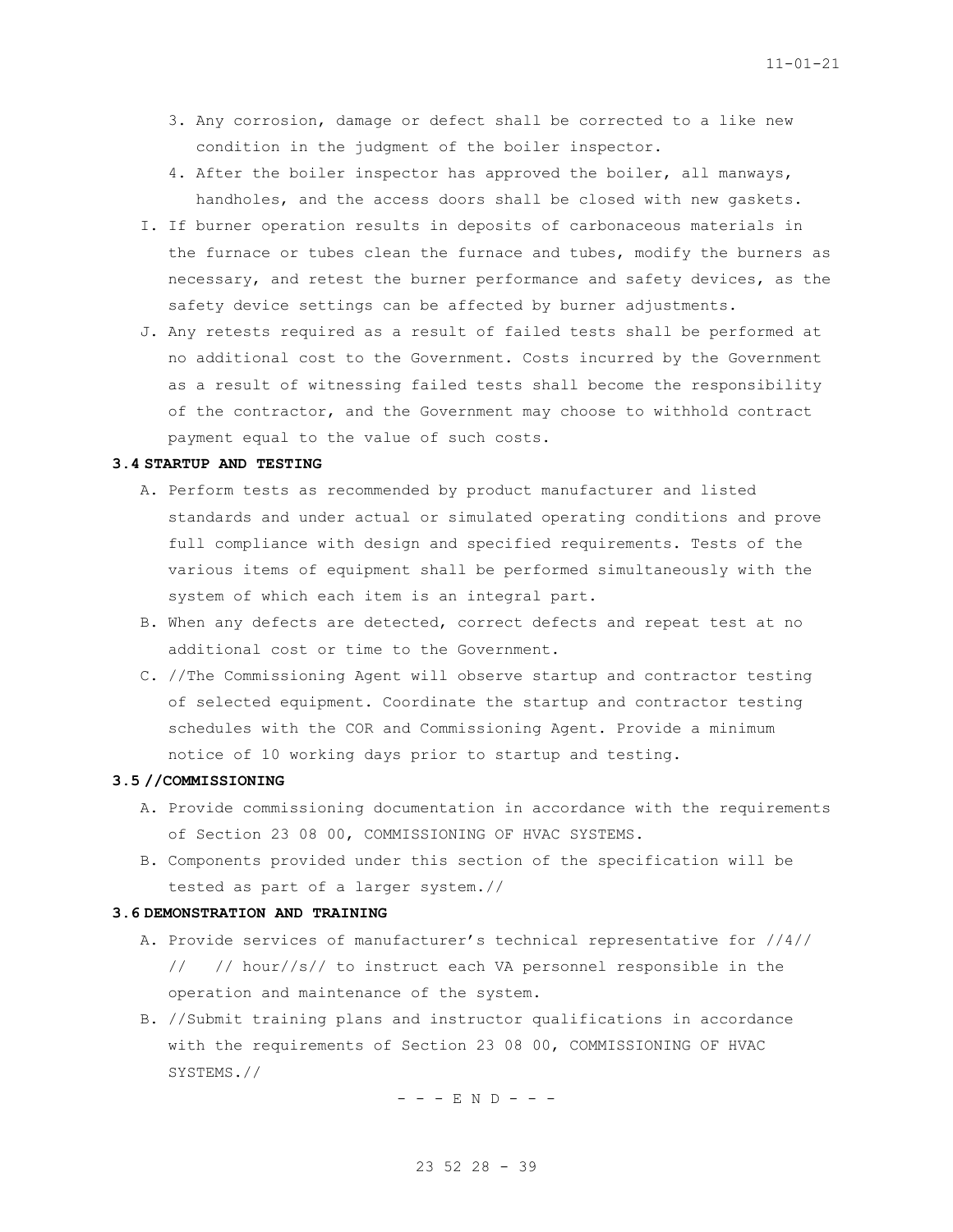3. Any corrosion, damage or defect shall be corrected to a like new condition in the judgment of the boiler inspector.
4. After the boiler inspector has approved the boiler, all manways, handholes, and the access doors shall be closed with new gaskets.

I. If burner operation results in deposits of carbonaceous materials in the furnace or tubes clean the furnace and tubes, modify the burners as necessary, and retest the burner performance and safety devices, as the safety device settings can be affected by burner adjustments.

J. Any retests required as a result of failed tests shall be performed at no additional cost to the Government. Costs incurred by the Government as a result of witnessing failed tests shall become the responsibility of the contractor, and the Government may choose to withhold contract payment equal to the value of such costs.

**3.4 STARTUP AND TESTING**

A. Perform tests as recommended by product manufacturer and listed standards and under actual or simulated operating conditions and prove full compliance with design and specified requirements. Tests of the various items of equipment shall be performed simultaneously with the system of which each item is an integral part.

B. When any defects are detected, correct defects and repeat test at no additional cost or time to the Government.

C. //The Commissioning Agent will observe startup and contractor testing of selected equipment. Coordinate the startup and contractor testing schedules with the COR and Commissioning Agent. Provide a minimum notice of 10 working days prior to startup and testing.

**3.5 //COMMISSIONING**

A. Provide commissioning documentation in accordance with the requirements of Section 23 08 00, COMMISSIONING OF HVAC SYSTEMS.

B. Components provided under this section of the specification will be tested as part of a larger system.//

**3.6 DEMONSTRATION AND TRAINING**

A. Provide services of manufacturer's technical representative for //4// //   // hour//s// to instruct each VA personnel responsible in the operation and maintenance of the system.

B. //Submit training plans and instructor qualifications in accordance with the requirements of Section 23 08 00, COMMISSIONING OF HVAC SYSTEMS.//

- - - E N D - - -